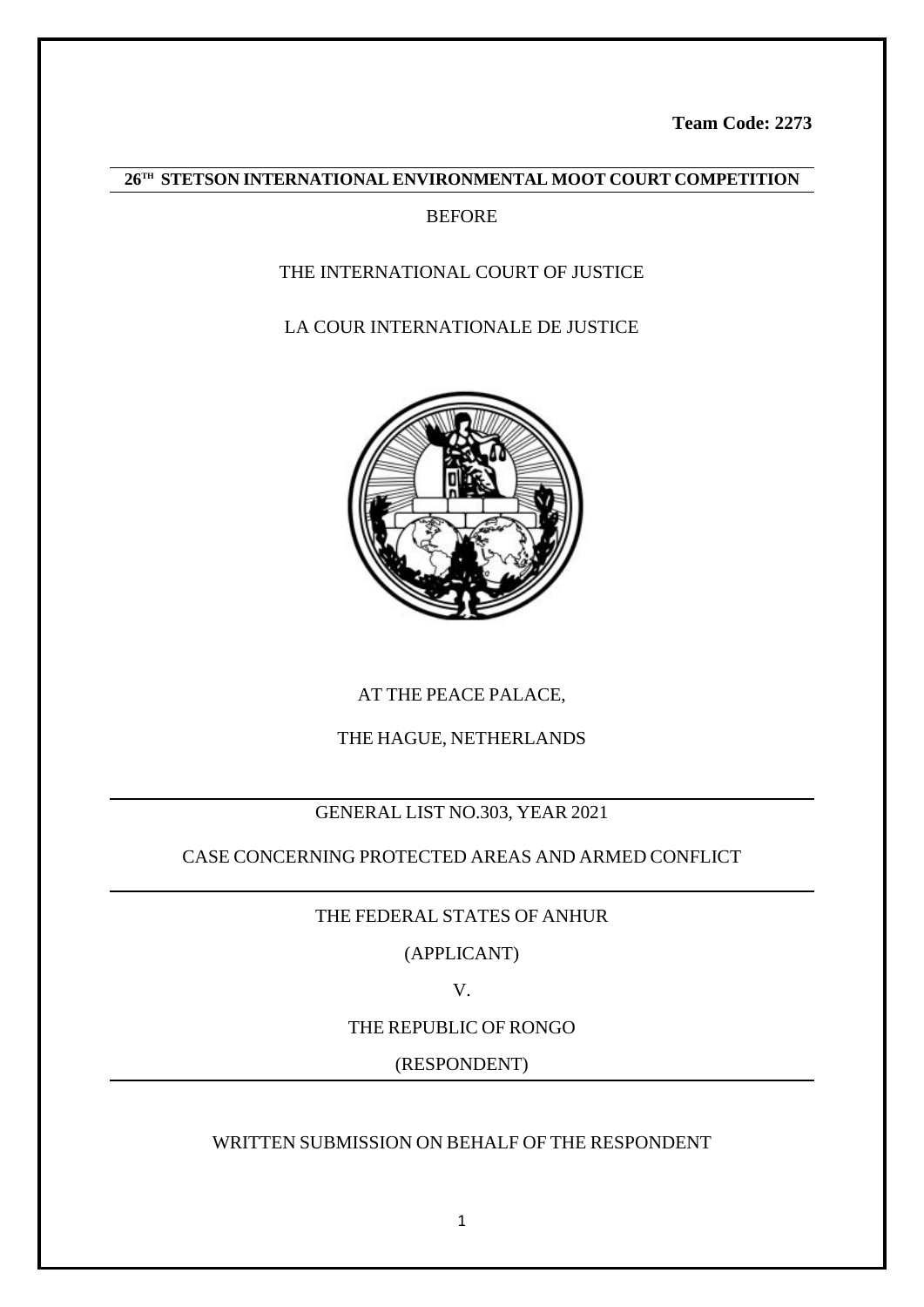**Team Code: 2273**

**26[TH] STETSON INTERNATIONAL ENVIRONMENTAL MOOT COURT COMPETITION**

BEFORE

THE INTERNATIONAL COURT OF JUSTICE

LA COUR INTERNATIONALE DE JUSTICE

AT THE PEACE PALACE,

THE HAGUE, NETHERLANDS

GENERAL LIST NO.303, YEAR 2021

CASE CONCERNING PROTECTED AREAS AND ARMED CONFLICT

THE FEDERAL STATES OF ANHUR

(APPLICANT)

V.

THE REPUBLIC OF RONGO

(RESPONDENT)

WRITTEN SUBMISSION ON BEHALF OF THE RESPONDENT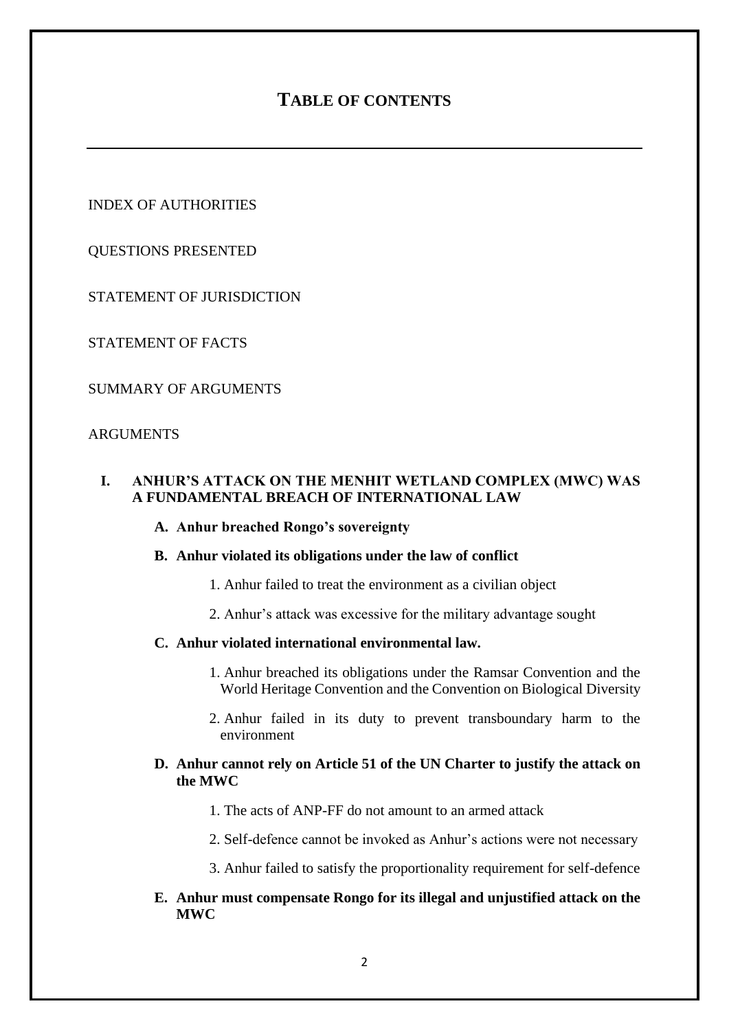# TABLE OF CONTENTS

INDEX OF AUTHORITIES

QUESTIONS PRESENTED

STATEMENT OF JURISDICTION

STATEMENT OF FACTS

SUMMARY OF ARGUMENTS

ARGUMENTS

**I. ANHUR'S ATTACK ON THE MENHIT WETLAND COMPLEX (MWC) WAS A FUNDAMENTAL BREACH OF INTERNATIONAL LAW**

**A. Anhur breached Rongo's sovereignty**

**B. Anhur violated its obligations under the law of conflict**

1. Anhur failed to treat the environment as a civilian object

2. Anhur's attack was excessive for the military advantage sought

**C. Anhur violated international environmental law.**

1. Anhur breached its obligations under the Ramsar Convention and the World Heritage Convention and the Convention on Biological Diversity

2. Anhur failed in its duty to prevent transboundary harm to the environment

**D. Anhur cannot rely on Article 51 of the UN Charter to justify the attack on the MWC**

1. The acts of ANP-FF do not amount to an armed attack

2. Self-defence cannot be invoked as Anhur's actions were not necessary

3. Anhur failed to satisfy the proportionality requirement for self-defence

**E. Anhur must compensate Rongo for its illegal and unjustified attack on the MWC**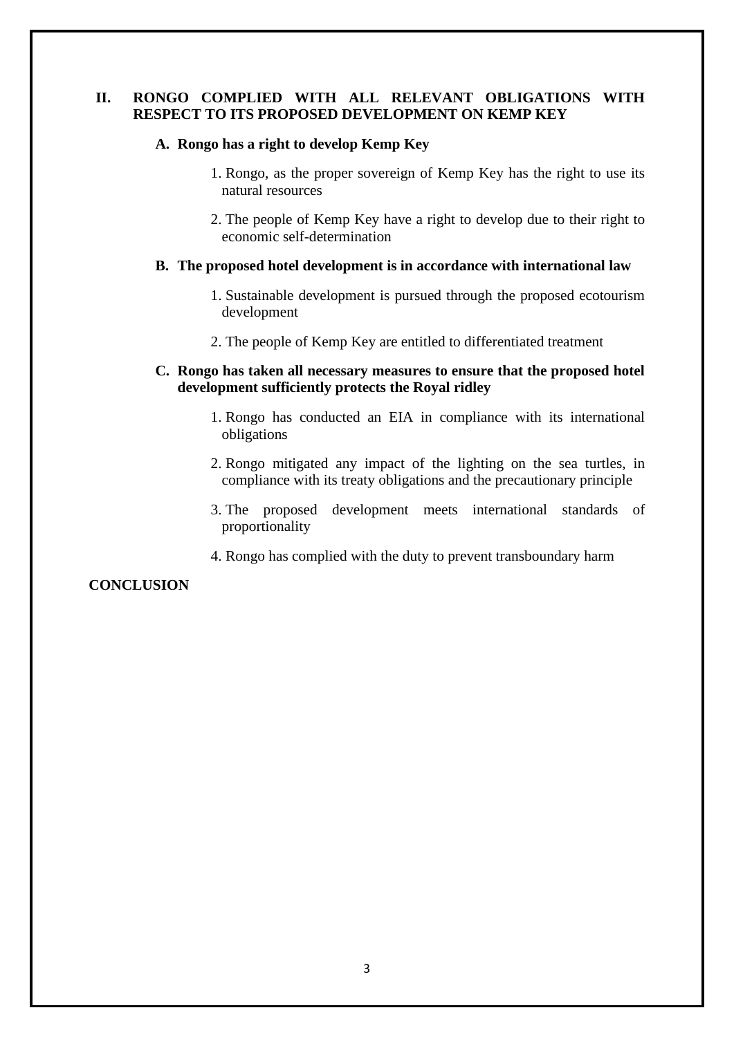**II. RONGO COMPLIED WITH ALL RELEVANT OBLIGATIONS WITH RESPECT TO ITS PROPOSED DEVELOPMENT ON KEMP KEY**

**A. Rongo has a right to develop Kemp Key**

1. Rongo, as the proper sovereign of Kemp Key has the right to use its natural resources

2. The people of Kemp Key have a right to develop due to their right to economic self-determination

**B. The proposed hotel development is in accordance with international law**

1. Sustainable development is pursued through the proposed ecotourism development

2. The people of Kemp Key are entitled to differentiated treatment

**C. Rongo has taken all necessary measures to ensure that the proposed hotel development sufficiently protects the Royal ridley**

1. Rongo has conducted an EIA in compliance with its international obligations

2. Rongo mitigated any impact of the lighting on the sea turtles, in compliance with its treaty obligations and the precautionary principle

3. The proposed development meets international standards of proportionality

4. Rongo has complied with the duty to prevent transboundary harm

**CONCLUSION**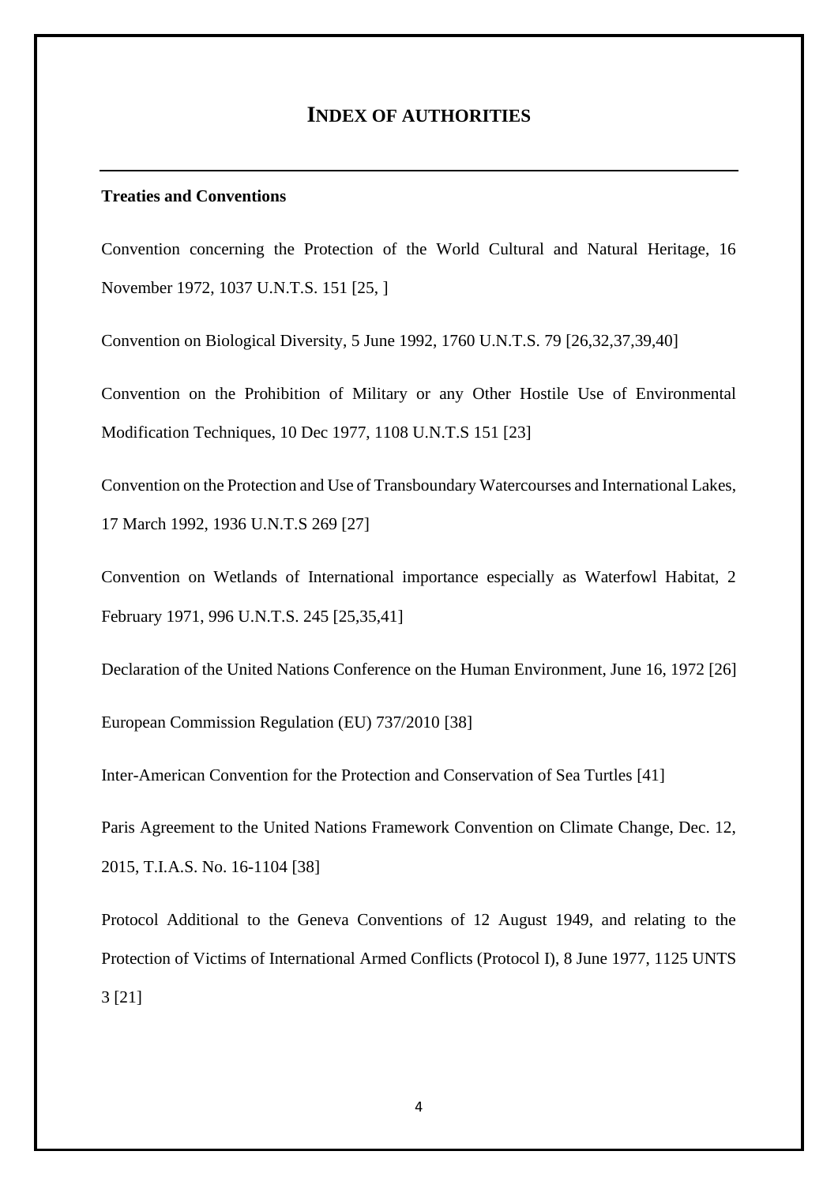# INDEX OF AUTHORITIES

### Treaties and Conventions

Convention concerning the Protection of the World Cultural and Natural Heritage, 16 November 1972, 1037 U.N.T.S. 151 [25, ]

Convention on Biological Diversity, 5 June 1992, 1760 U.N.T.S. 79 [26,32,37,39,40]

Convention on the Prohibition of Military or any Other Hostile Use of Environmental Modification Techniques, 10 Dec 1977, 1108 U.N.T.S 151 [23]

Convention on the Protection and Use of Transboundary Watercourses and International Lakes, 17 March 1992, 1936 U.N.T.S 269 [27]

Convention on Wetlands of International importance especially as Waterfowl Habitat, 2 February 1971, 996 U.N.T.S. 245 [25,35,41]

Declaration of the United Nations Conference on the Human Environment, June 16, 1972 [26]

European Commission Regulation (EU) 737/2010 [38]

Inter-American Convention for the Protection and Conservation of Sea Turtles [41]

Paris Agreement to the United Nations Framework Convention on Climate Change, Dec. 12, 2015, T.I.A.S. No. 16-1104 [38]

Protocol Additional to the Geneva Conventions of 12 August 1949, and relating to the Protection of Victims of International Armed Conflicts (Protocol I), 8 June 1977, 1125 UNTS 3 [21]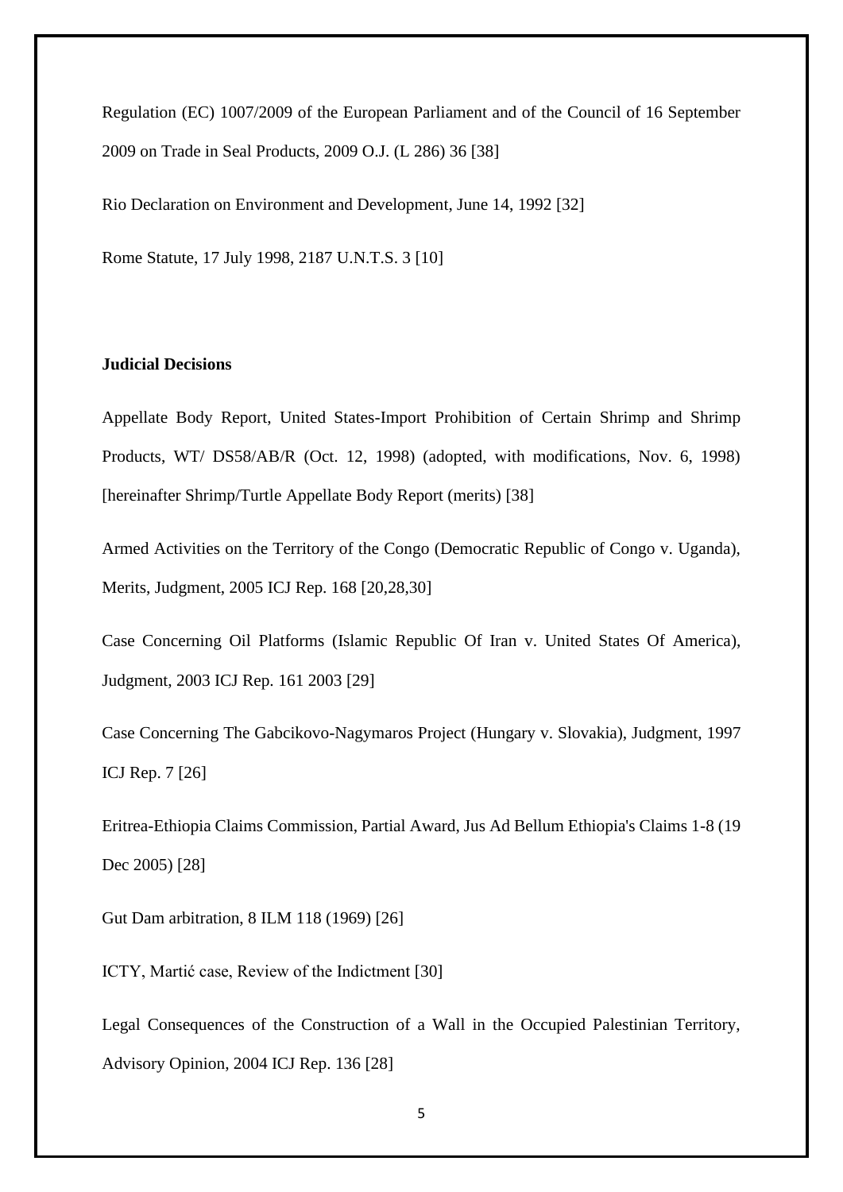Regulation (EC) 1007/2009 of the European Parliament and of the Council of 16 September 2009 on Trade in Seal Products, 2009 O.J. (L 286) 36 [38]

Rio Declaration on Environment and Development, June 14, 1992 [32]

Rome Statute, 17 July 1998, 2187 U.N.T.S. 3 [10]

**Judicial Decisions**

Appellate Body Report, United States-Import Prohibition of Certain Shrimp and Shrimp Products, WT/ DS58/AB/R (Oct. 12, 1998) (adopted, with modifications, Nov. 6, 1998) [hereinafter Shrimp/Turtle Appellate Body Report (merits) [38]

Armed Activities on the Territory of the Congo (Democratic Republic of Congo v. Uganda), Merits, Judgment, 2005 ICJ Rep. 168 [20,28,30]

Case Concerning Oil Platforms (Islamic Republic Of Iran v. United States Of America), Judgment, 2003 ICJ Rep. 161 2003 [29]

Case Concerning The Gabcikovo-Nagymaros Project (Hungary v. Slovakia), Judgment, 1997 ICJ Rep. 7 [26]

Eritrea-Ethiopia Claims Commission, Partial Award, Jus Ad Bellum Ethiopia's Claims 1-8 (19 Dec 2005) [28]

Gut Dam arbitration, 8 ILM 118 (1969) [26]

ICTY, Martić case, Review of the Indictment [30]

Legal Consequences of the Construction of a Wall in the Occupied Palestinian Territory, Advisory Opinion, 2004 ICJ Rep. 136 [28]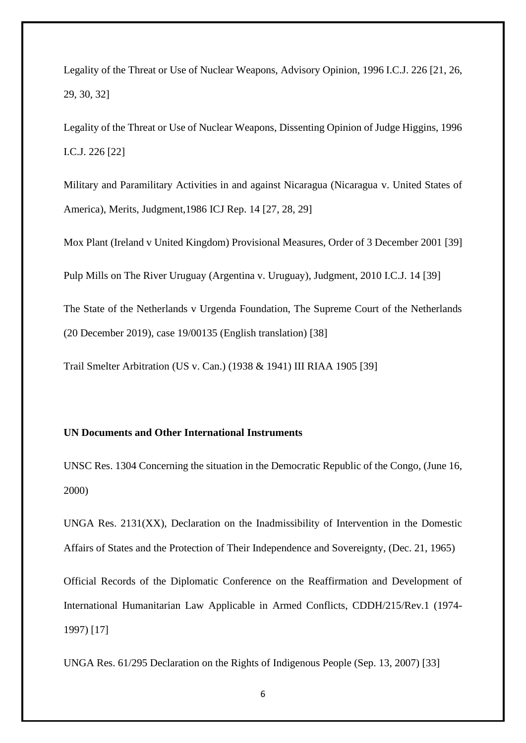Legality of the Threat or Use of Nuclear Weapons, Advisory Opinion, 1996 I.C.J. 226 [21, 26, 29, 30, 32]

Legality of the Threat or Use of Nuclear Weapons, Dissenting Opinion of Judge Higgins, 1996 I.C.J. 226 [22]

Military and Paramilitary Activities in and against Nicaragua (Nicaragua v. United States of America), Merits, Judgment,1986 ICJ Rep. 14 [27, 28, 29]

Mox Plant (Ireland v United Kingdom) Provisional Measures, Order of 3 December 2001 [39]

Pulp Mills on The River Uruguay (Argentina v. Uruguay), Judgment, 2010 I.C.J. 14 [39]

The State of the Netherlands v Urgenda Foundation, The Supreme Court of the Netherlands (20 December 2019), case 19/00135 (English translation) [38]

Trail Smelter Arbitration (US v. Can.) (1938 & 1941) III RIAA 1905 [39]

**UN Documents and Other International Instruments**

UNSC Res. 1304 Concerning the situation in the Democratic Republic of the Congo, (June 16, 2000)

UNGA Res. 2131(XX), Declaration on the Inadmissibility of Intervention in the Domestic Affairs of States and the Protection of Their Independence and Sovereignty, (Dec. 21, 1965)

Official Records of the Diplomatic Conference on the Reaffirmation and Development of International Humanitarian Law Applicable in Armed Conflicts, CDDH/215/Rev.1 (1974-1997) [17]

UNGA Res. 61/295 Declaration on the Rights of Indigenous People (Sep. 13, 2007) [33]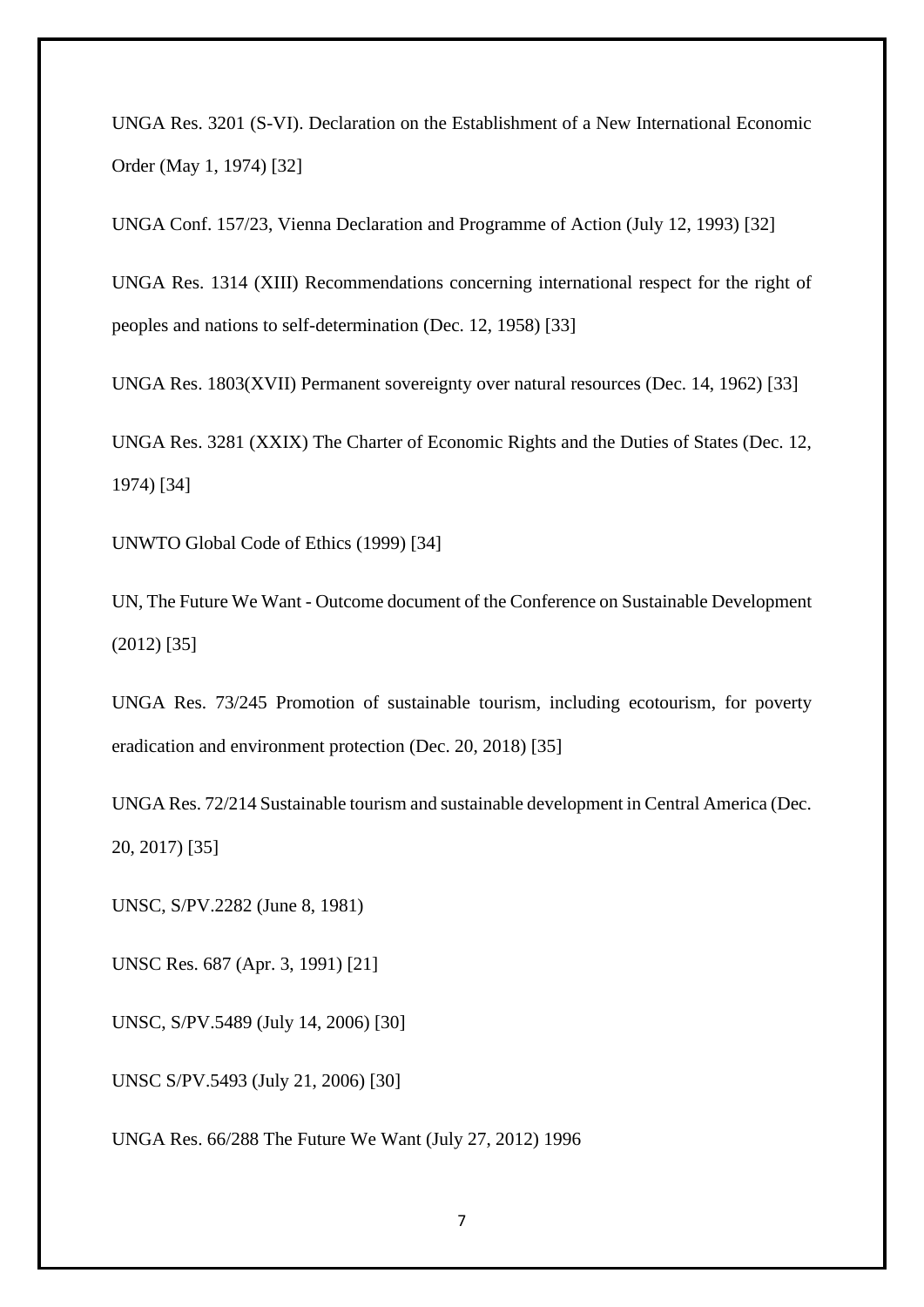UNGA Res. 3201 (S-VI). Declaration on the Establishment of a New International Economic Order (May 1, 1974) [32]

UNGA Conf. 157/23, Vienna Declaration and Programme of Action (July 12, 1993) [32]

UNGA Res. 1314 (XIII) Recommendations concerning international respect for the right of peoples and nations to self-determination (Dec. 12, 1958) [33]

UNGA Res. 1803(XVII) Permanent sovereignty over natural resources (Dec. 14, 1962) [33]

UNGA Res. 3281 (XXIX) The Charter of Economic Rights and the Duties of States (Dec. 12, 1974) [34]

UNWTO Global Code of Ethics (1999) [34]

UN, The Future We Want - Outcome document of the Conference on Sustainable Development (2012) [35]

UNGA Res. 73/245 Promotion of sustainable tourism, including ecotourism, for poverty eradication and environment protection (Dec. 20, 2018) [35]

UNGA Res. 72/214 Sustainable tourism and sustainable development in Central America (Dec. 20, 2017) [35]

UNSC, S/PV.2282 (June 8, 1981)

UNSC Res. 687 (Apr. 3, 1991) [21]

UNSC, S/PV.5489 (July 14, 2006) [30]

UNSC S/PV.5493 (July 21, 2006) [30]

UNGA Res. 66/288 The Future We Want (July 27, 2012) 1996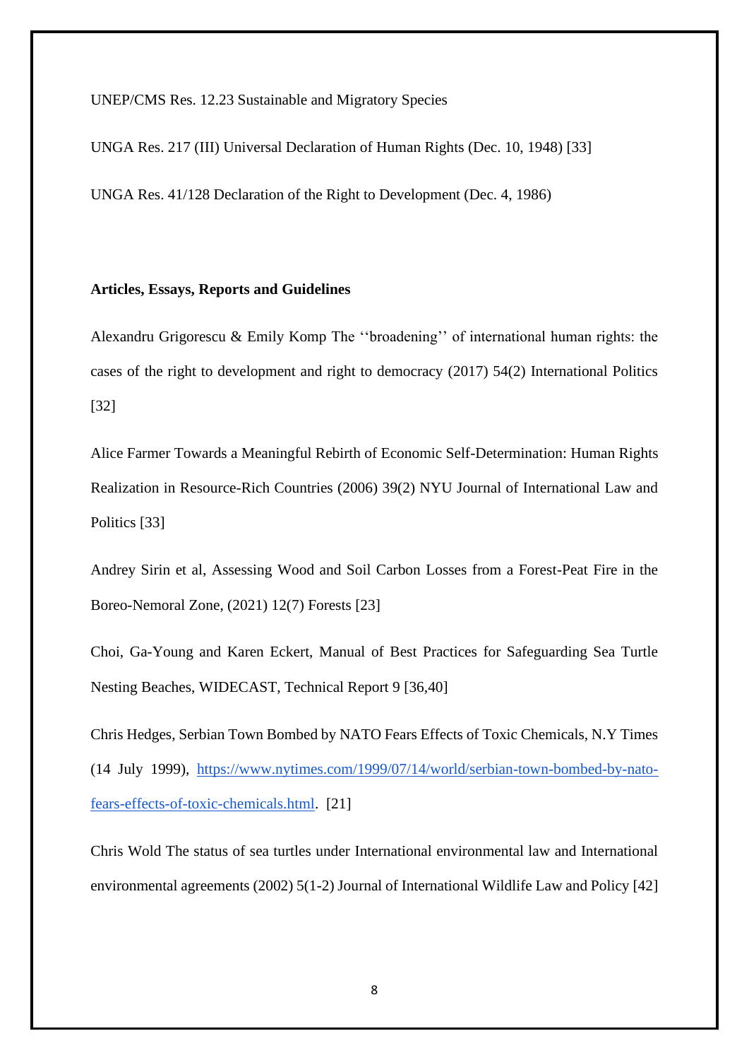UNEP/CMS Res. 12.23 Sustainable and Migratory Species

UNGA Res. 217 (III) Universal Declaration of Human Rights (Dec. 10, 1948) [33]

UNGA Res. 41/128 Declaration of the Right to Development (Dec. 4, 1986)

**Articles, Essays, Reports and Guidelines**

Alexandru Grigorescu & Emily Komp The ‘‘broadening’’ of international human rights: the cases of the right to development and right to democracy (2017) 54(2) International Politics [32]

Alice Farmer Towards a Meaningful Rebirth of Economic Self-Determination: Human Rights Realization in Resource-Rich Countries (2006) 39(2) NYU Journal of International Law and Politics [33]

Andrey Sirin et al, Assessing Wood and Soil Carbon Losses from a Forest-Peat Fire in the Boreo-Nemoral Zone, (2021) 12(7) Forests [23]

Choi, Ga-Young and Karen Eckert, Manual of Best Practices for Safeguarding Sea Turtle Nesting Beaches, WIDECAST, Technical Report 9 [36,40]

Chris Hedges, Serbian Town Bombed by NATO Fears Effects of Toxic Chemicals, N.Y Times (14 July 1999), https://www.nytimes.com/1999/07/14/world/serbian-town-bombed-by-nato-fears-effects-of-toxic-chemicals.html. [21]

Chris Wold The status of sea turtles under International environmental law and International environmental agreements (2002) 5(1-2) Journal of International Wildlife Law and Policy [42]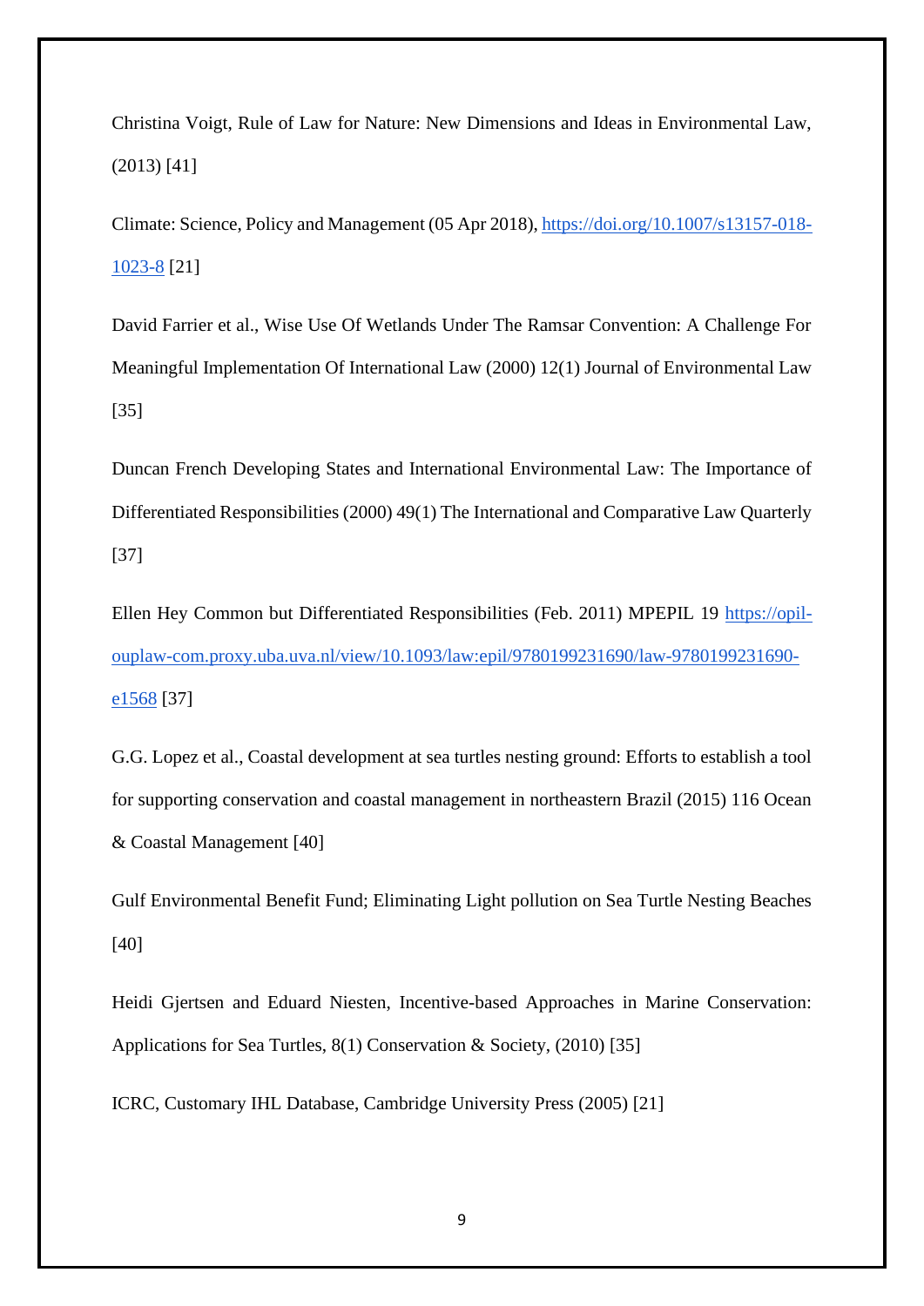Christina Voigt, Rule of Law for Nature: New Dimensions and Ideas in Environmental Law, (2013) [41]

Climate: Science, Policy and Management (05 Apr 2018), https://doi.org/10.1007/s13157-018-1023-8 [21]

David Farrier et al., Wise Use Of Wetlands Under The Ramsar Convention: A Challenge For Meaningful Implementation Of International Law (2000) 12(1) Journal of Environmental Law [35]

Duncan French Developing States and International Environmental Law: The Importance of Differentiated Responsibilities (2000) 49(1) The International and Comparative Law Quarterly [37]

Ellen Hey Common but Differentiated Responsibilities (Feb. 2011) MPEPIL 19 https://opil-ouplaw-com.proxy.uba.uva.nl/view/10.1093/law:epil/9780199231690/law-9780199231690-e1568 [37]

G.G. Lopez et al., Coastal development at sea turtles nesting ground: Efforts to establish a tool for supporting conservation and coastal management in northeastern Brazil (2015) 116 Ocean & Coastal Management [40]

Gulf Environmental Benefit Fund; Eliminating Light pollution on Sea Turtle Nesting Beaches [40]

Heidi Gjertsen and Eduard Niesten, Incentive-based Approaches in Marine Conservation: Applications for Sea Turtles, 8(1) Conservation & Society, (2010) [35]

ICRC, Customary IHL Database, Cambridge University Press (2005) [21]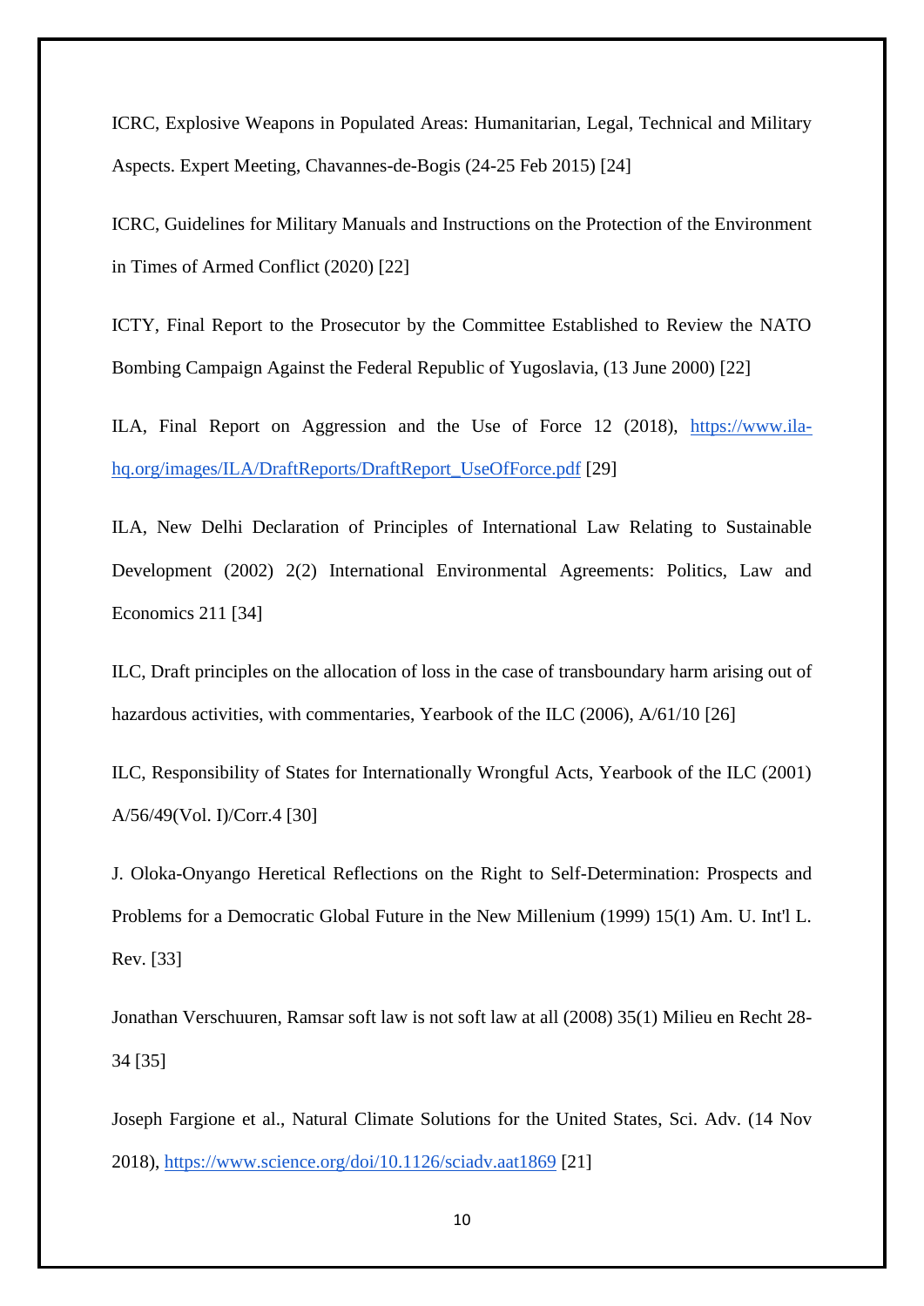ICRC, Explosive Weapons in Populated Areas: Humanitarian, Legal, Technical and Military Aspects. Expert Meeting, Chavannes-de-Bogis (24-25 Feb 2015) [24]

ICRC, Guidelines for Military Manuals and Instructions on the Protection of the Environment in Times of Armed Conflict (2020) [22]

ICTY, Final Report to the Prosecutor by the Committee Established to Review the NATO Bombing Campaign Against the Federal Republic of Yugoslavia, (13 June 2000) [22]

ILA, Final Report on Aggression and the Use of Force 12 (2018), [https://www.ila-hq.org/images/ILA/DraftReports/DraftReport_UseOfForce.pdf](https://www.ila-hq.org/images/ILA/DraftReports/DraftReport_UseOfForce.pdf) [29]

ILA, New Delhi Declaration of Principles of International Law Relating to Sustainable Development (2002) 2(2) International Environmental Agreements: Politics, Law and Economics 211 [34]

ILC, Draft principles on the allocation of loss in the case of transboundary harm arising out of hazardous activities, with commentaries, Yearbook of the ILC (2006), A/61/10 [26]

ILC, Responsibility of States for Internationally Wrongful Acts, Yearbook of the ILC (2001) A/56/49(Vol. I)/Corr.4 [30]

J. Oloka-Onyango Heretical Reflections on the Right to Self-Determination: Prospects and Problems for a Democratic Global Future in the New Millenium (1999) 15(1) Am. U. Int'l L. Rev. [33]

Jonathan Verschuuren, Ramsar soft law is not soft law at all (2008) 35(1) Milieu en Recht 28-34 [35]

Joseph Fargione et al., Natural Climate Solutions for the United States, Sci. Adv. (14 Nov 2018), [https://www.science.org/doi/10.1126/sciadv.aat1869](https://www.science.org/doi/10.1126/sciadv.aat1869) [21]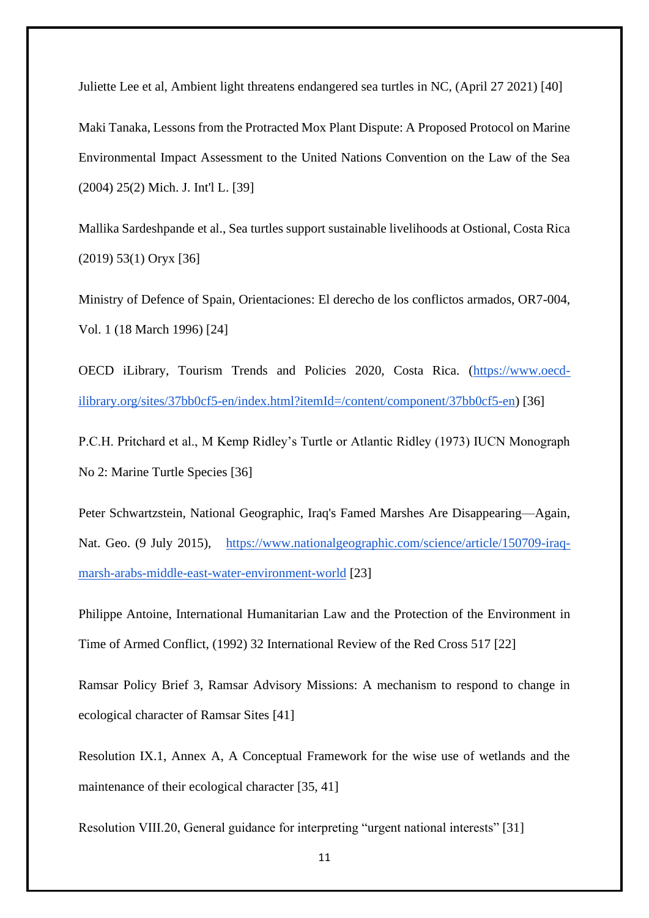Juliette Lee et al, Ambient light threatens endangered sea turtles in NC, (April 27 2021) [40]

Maki Tanaka, Lessons from the Protracted Mox Plant Dispute: A Proposed Protocol on Marine Environmental Impact Assessment to the United Nations Convention on the Law of the Sea (2004) 25(2) Mich. J. Int'l L. [39]

Mallika Sardeshpande et al., Sea turtles support sustainable livelihoods at Ostional, Costa Rica (2019) 53(1) Oryx [36]

Ministry of Defence of Spain, Orientaciones: El derecho de los conflictos armados, OR7-004, Vol. 1 (18 March 1996) [24]

OECD iLibrary, Tourism Trends and Policies 2020, Costa Rica. (https://www.oecd-ilibrary.org/sites/37bb0cf5-en/index.html?itemId=/content/component/37bb0cf5-en) [36]

P.C.H. Pritchard et al., M Kemp Ridley's Turtle or Atlantic Ridley (1973) IUCN Monograph No 2: Marine Turtle Species [36]

Peter Schwartzstein, National Geographic, Iraq's Famed Marshes Are Disappearing—Again, Nat. Geo. (9 July 2015), https://www.nationalgeographic.com/science/article/150709-iraq-marsh-arabs-middle-east-water-environment-world [23]

Philippe Antoine, International Humanitarian Law and the Protection of the Environment in Time of Armed Conflict, (1992) 32 International Review of the Red Cross 517 [22]

Ramsar Policy Brief 3, Ramsar Advisory Missions: A mechanism to respond to change in ecological character of Ramsar Sites [41]

Resolution IX.1, Annex A, A Conceptual Framework for the wise use of wetlands and the maintenance of their ecological character [35, 41]

Resolution VIII.20, General guidance for interpreting "urgent national interests" [31]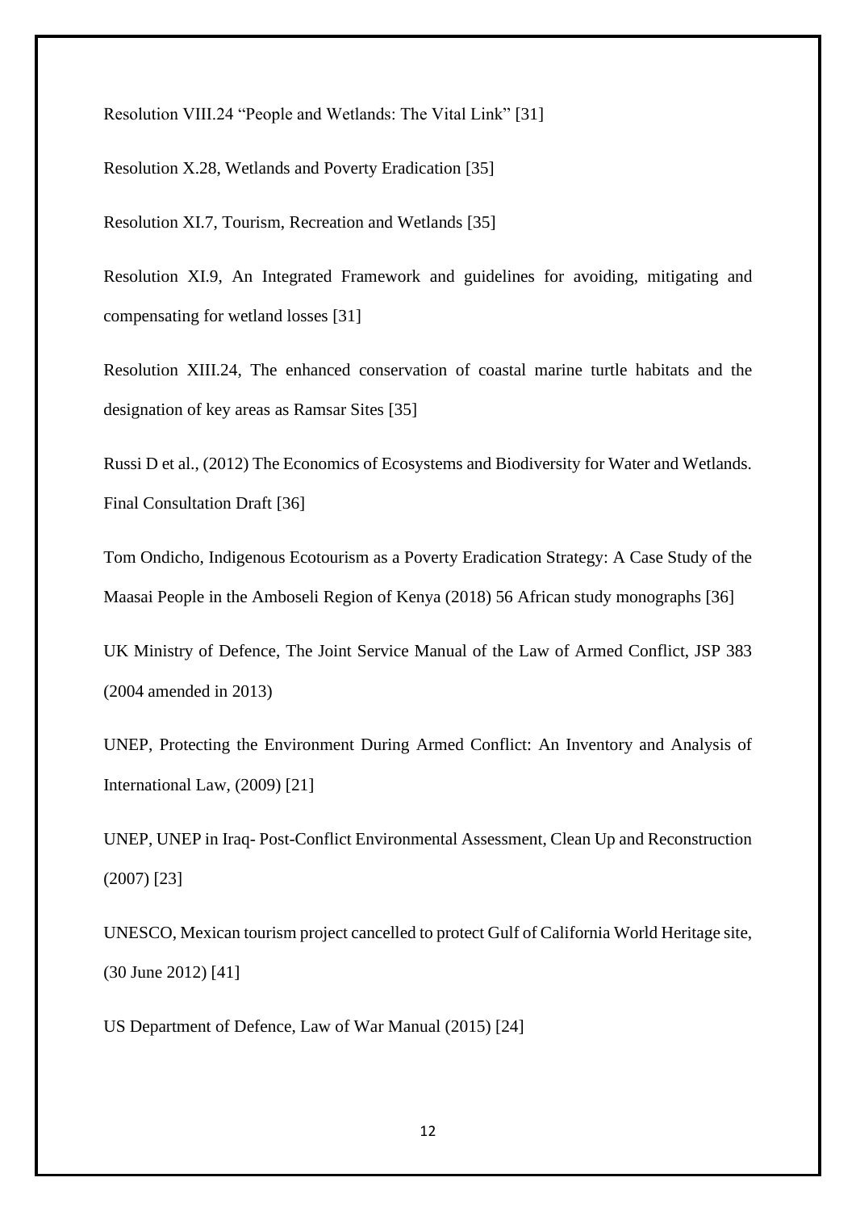Resolution VIII.24 “People and Wetlands: The Vital Link” [31]

Resolution X.28, Wetlands and Poverty Eradication [35]

Resolution XI.7, Tourism, Recreation and Wetlands [35]

Resolution XI.9, An Integrated Framework and guidelines for avoiding, mitigating and compensating for wetland losses [31]

Resolution XIII.24, The enhanced conservation of coastal marine turtle habitats and the designation of key areas as Ramsar Sites [35]

Russi D et al., (2012) The Economics of Ecosystems and Biodiversity for Water and Wetlands. Final Consultation Draft [36]

Tom Ondicho, Indigenous Ecotourism as a Poverty Eradication Strategy: A Case Study of the Maasai People in the Amboseli Region of Kenya (2018) 56 African study monographs [36]

UK Ministry of Defence, The Joint Service Manual of the Law of Armed Conflict, JSP 383 (2004 amended in 2013)

UNEP, Protecting the Environment During Armed Conflict: An Inventory and Analysis of International Law, (2009) [21]

UNEP, UNEP in Iraq- Post-Conflict Environmental Assessment, Clean Up and Reconstruction (2007) [23]

UNESCO, Mexican tourism project cancelled to protect Gulf of California World Heritage site, (30 June 2012) [41]

US Department of Defence, Law of War Manual (2015) [24]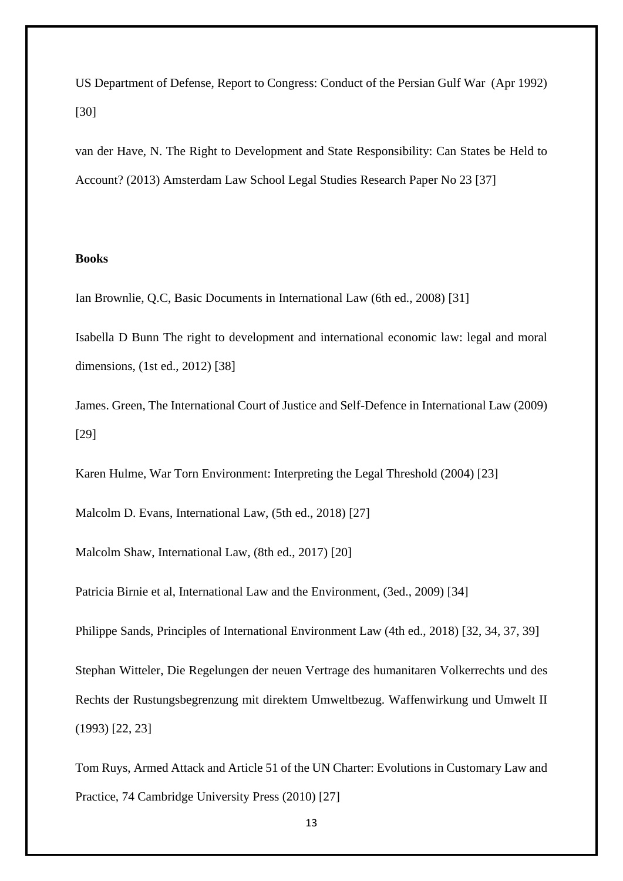US Department of Defense, Report to Congress: Conduct of the Persian Gulf War (Apr 1992) [30]

van der Have, N. The Right to Development and State Responsibility: Can States be Held to Account? (2013) Amsterdam Law School Legal Studies Research Paper No 23 [37]

**Books**

Ian Brownlie, Q.C, Basic Documents in International Law (6th ed., 2008) [31]

Isabella D Bunn The right to development and international economic law: legal and moral dimensions, (1st ed., 2012) [38]

James. Green, The International Court of Justice and Self-Defence in International Law (2009) [29]

Karen Hulme, War Torn Environment: Interpreting the Legal Threshold (2004) [23]

Malcolm D. Evans, International Law, (5th ed., 2018) [27]

Malcolm Shaw, International Law, (8th ed., 2017) [20]

Patricia Birnie et al, International Law and the Environment, (3ed., 2009) [34]

Philippe Sands, Principles of International Environment Law (4th ed., 2018) [32, 34, 37, 39]

Stephan Witteler, Die Regelungen der neuen Vertrage des humanitaren Volkerrechts und des Rechts der Rustungsbegrenzung mit direktem Umweltbezug. Waffenwirkung und Umwelt II (1993) [22, 23]

Tom Ruys, Armed Attack and Article 51 of the UN Charter: Evolutions in Customary Law and Practice, 74 Cambridge University Press (2010) [27]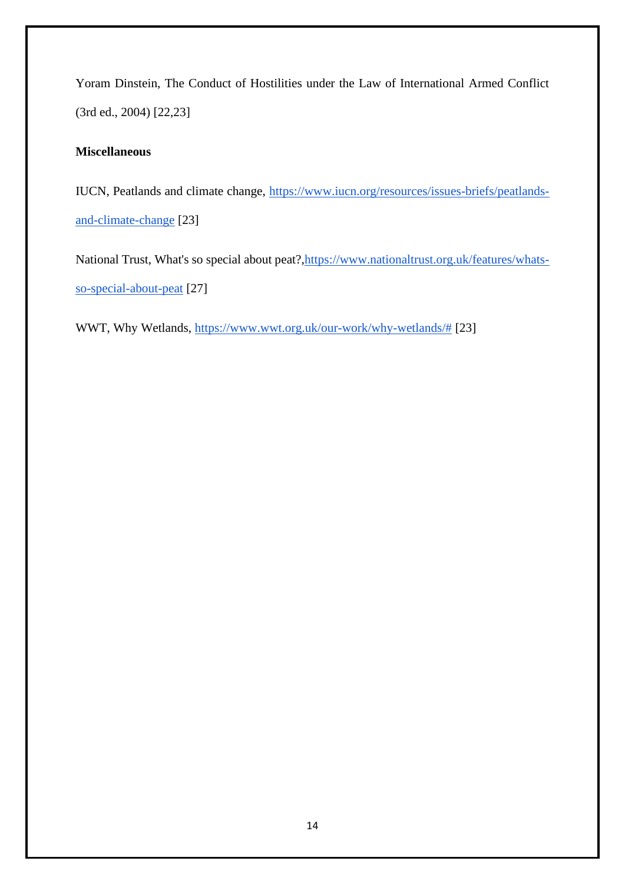Yoram Dinstein, The Conduct of Hostilities under the Law of International Armed Conflict (3rd ed., 2004) [22,23]

**Miscellaneous**

IUCN, Peatlands and climate change, https://www.iucn.org/resources/issues-briefs/peatlands-and-climate-change [23]

National Trust, What's so special about peat?,https://www.nationaltrust.org.uk/features/whats-so-special-about-peat [27]

WWT, Why Wetlands, https://www.wwt.org.uk/our-work/why-wetlands/# [23]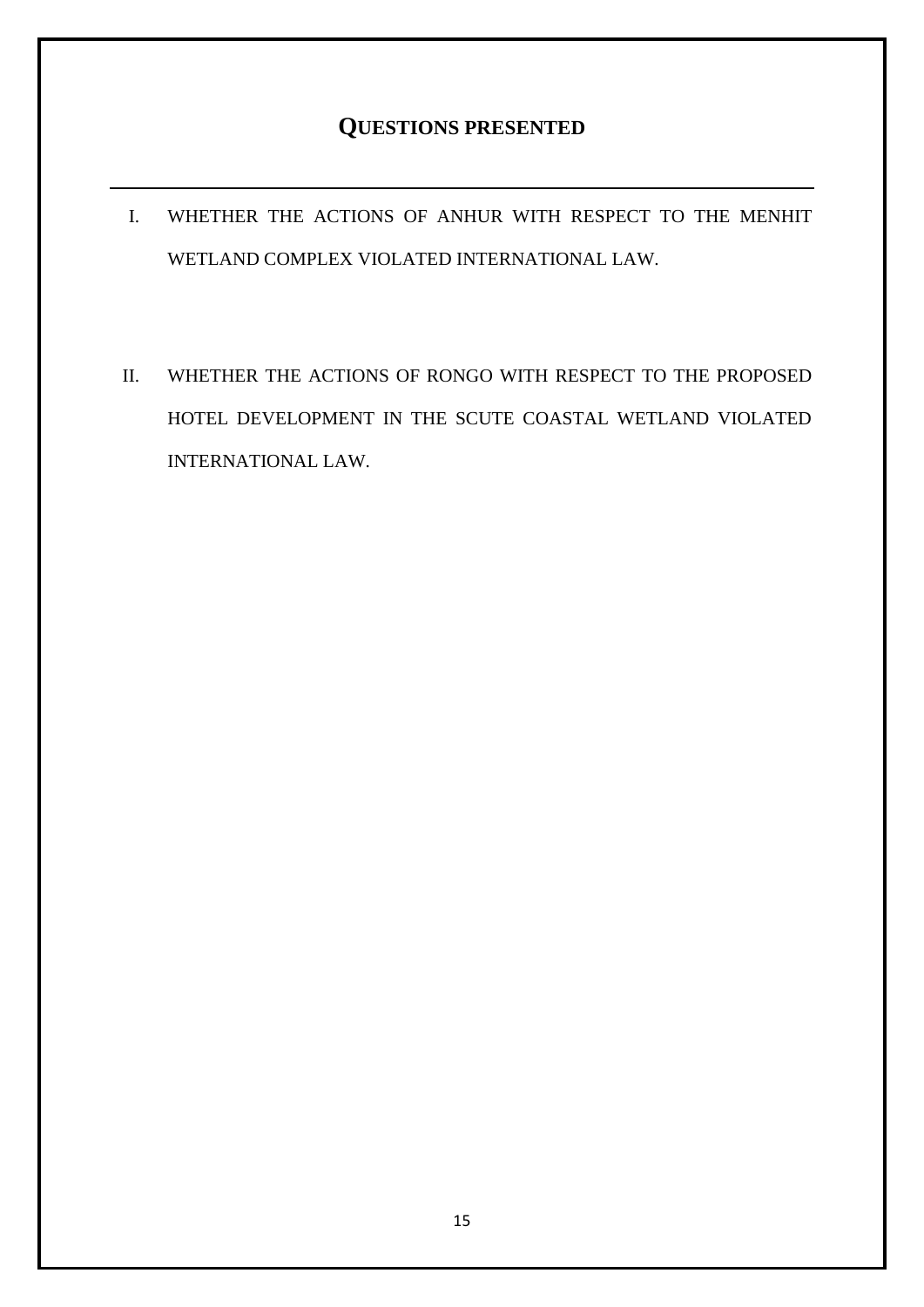## QUESTIONS PRESENTED

I. WHETHER THE ACTIONS OF ANHUR WITH RESPECT TO THE MENHIT WETLAND COMPLEX VIOLATED INTERNATIONAL LAW.

II. WHETHER THE ACTIONS OF RONGO WITH RESPECT TO THE PROPOSED HOTEL DEVELOPMENT IN THE SCUTE COASTAL WETLAND VIOLATED INTERNATIONAL LAW.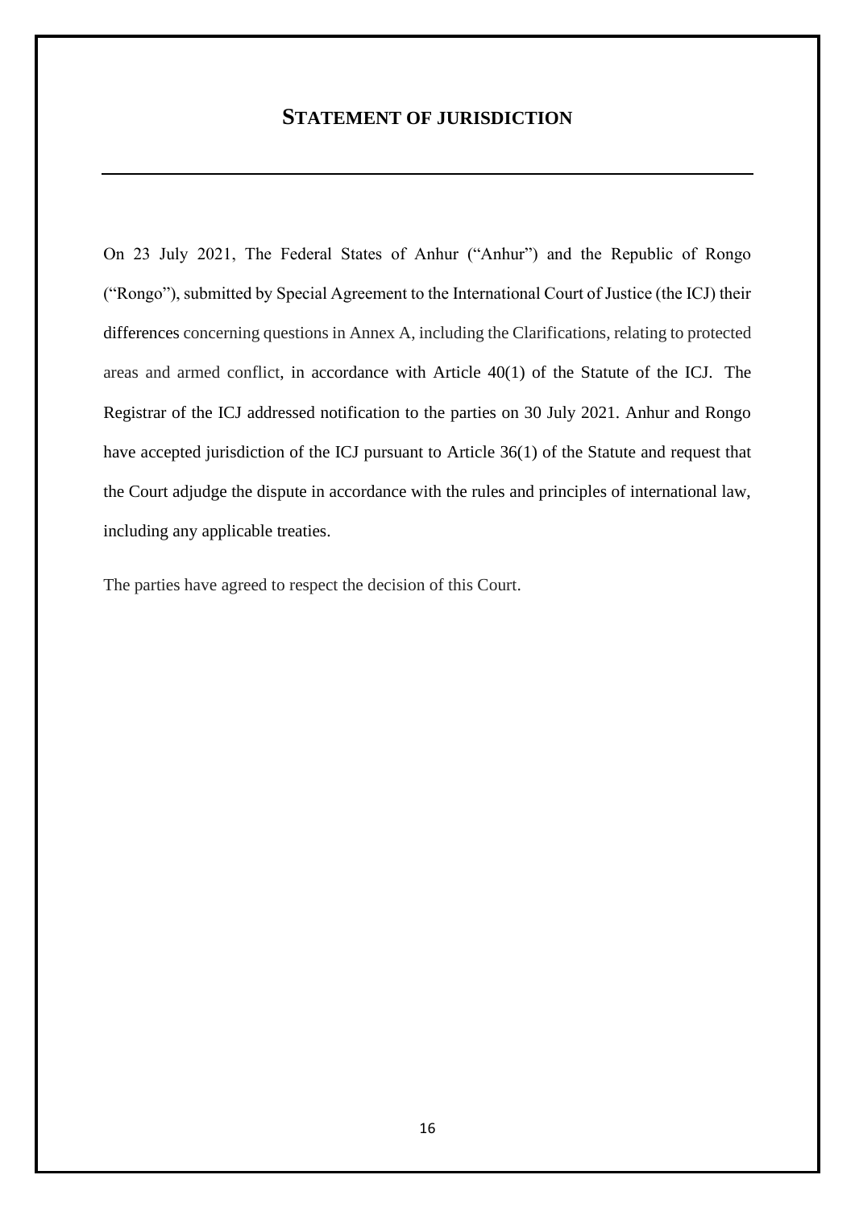# STATEMENT OF JURISDICTION

On 23 July 2021, The Federal States of Anhur ("Anhur") and the Republic of Rongo ("Rongo"), submitted by Special Agreement to the International Court of Justice (the ICJ) their differences concerning questions in Annex A, including the Clarifications, relating to protected areas and armed conflict, in accordance with Article 40(1) of the Statute of the ICJ. The Registrar of the ICJ addressed notification to the parties on 30 July 2021. Anhur and Rongo have accepted jurisdiction of the ICJ pursuant to Article 36(1) of the Statute and request that the Court adjudge the dispute in accordance with the rules and principles of international law, including any applicable treaties.

The parties have agreed to respect the decision of this Court.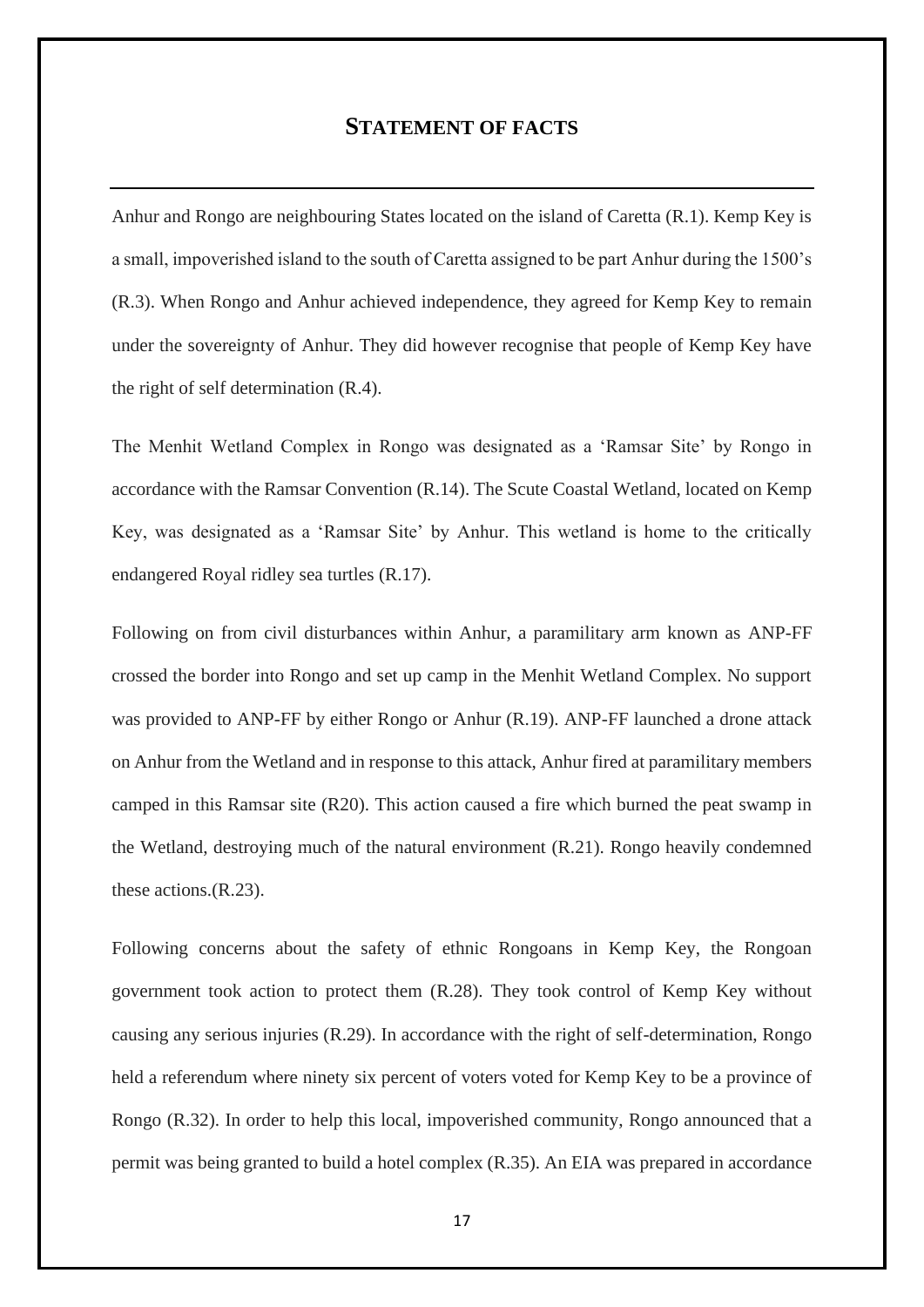# STATEMENT OF FACTS

Anhur and Rongo are neighbouring States located on the island of Caretta (R.1). Kemp Key is a small, impoverished island to the south of Caretta assigned to be part Anhur during the 1500's (R.3). When Rongo and Anhur achieved independence, they agreed for Kemp Key to remain under the sovereignty of Anhur. They did however recognise that people of Kemp Key have the right of self determination (R.4).

The Menhit Wetland Complex in Rongo was designated as a 'Ramsar Site' by Rongo in accordance with the Ramsar Convention (R.14). The Scute Coastal Wetland, located on Kemp Key, was designated as a 'Ramsar Site' by Anhur. This wetland is home to the critically endangered Royal ridley sea turtles (R.17).

Following on from civil disturbances within Anhur, a paramilitary arm known as ANP-FF crossed the border into Rongo and set up camp in the Menhit Wetland Complex. No support was provided to ANP-FF by either Rongo or Anhur (R.19). ANP-FF launched a drone attack on Anhur from the Wetland and in response to this attack, Anhur fired at paramilitary members camped in this Ramsar site (R20). This action caused a fire which burned the peat swamp in the Wetland, destroying much of the natural environment (R.21). Rongo heavily condemned these actions.(R.23).

Following concerns about the safety of ethnic Rongoans in Kemp Key, the Rongoan government took action to protect them (R.28). They took control of Kemp Key without causing any serious injuries (R.29). In accordance with the right of self-determination, Rongo held a referendum where ninety six percent of voters voted for Kemp Key to be a province of Rongo (R.32). In order to help this local, impoverished community, Rongo announced that a permit was being granted to build a hotel complex (R.35). An EIA was prepared in accordance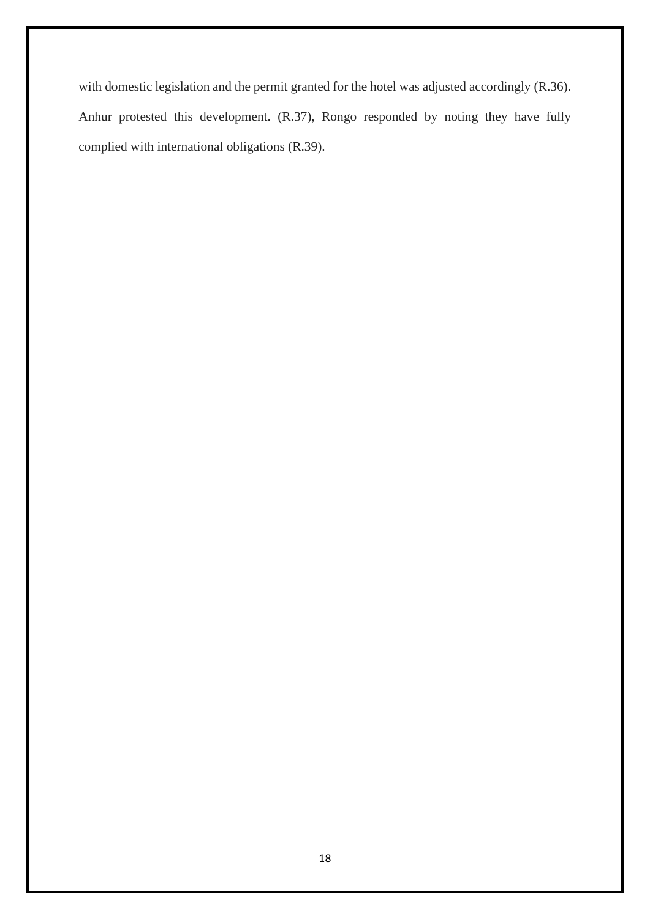with domestic legislation and the permit granted for the hotel was adjusted accordingly (R.36). Anhur protested this development. (R.37), Rongo responded by noting they have fully complied with international obligations (R.39).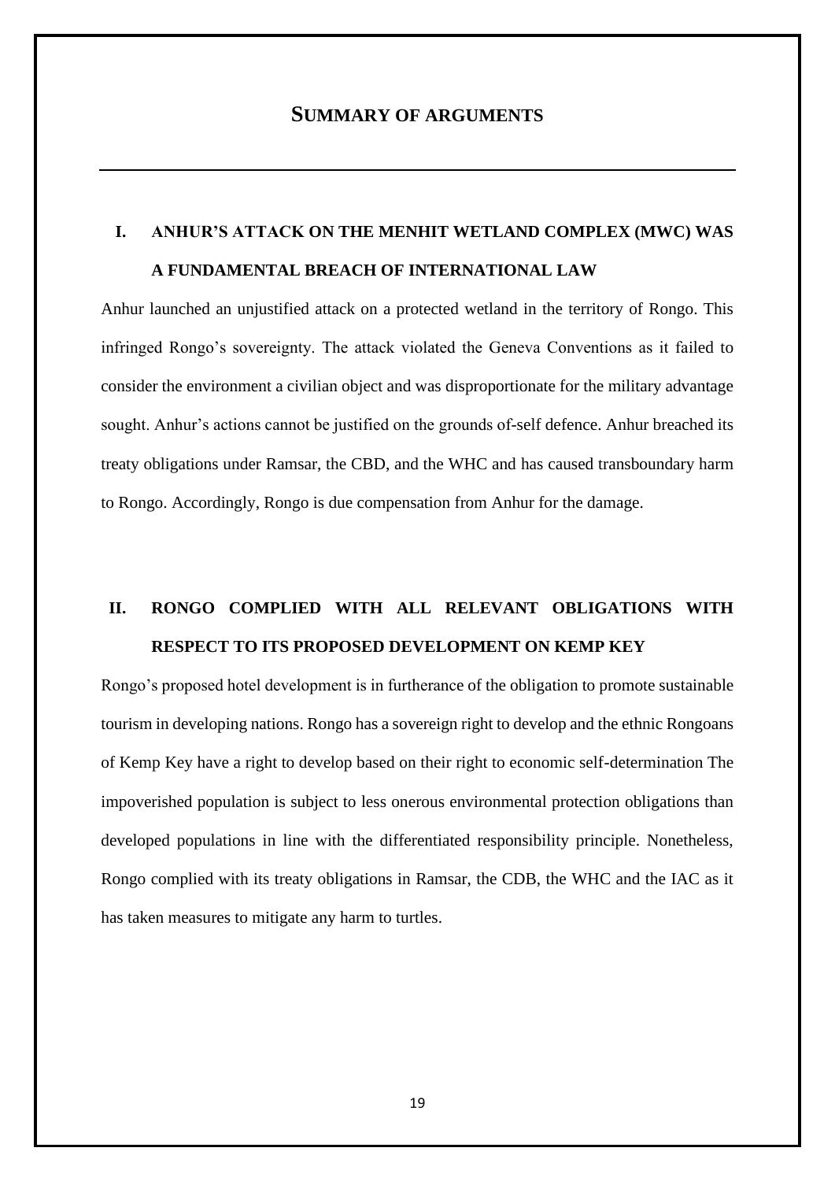# SUMMARY OF ARGUMENTS

## I. ANHUR'S ATTACK ON THE MENHIT WETLAND COMPLEX (MWC) WAS A FUNDAMENTAL BREACH OF INTERNATIONAL LAW

Anhur launched an unjustified attack on a protected wetland in the territory of Rongo. This infringed Rongo's sovereignty. The attack violated the Geneva Conventions as it failed to consider the environment a civilian object and was disproportionate for the military advantage sought. Anhur's actions cannot be justified on the grounds of-self defence. Anhur breached its treaty obligations under Ramsar, the CBD, and the WHC and has caused transboundary harm to Rongo. Accordingly, Rongo is due compensation from Anhur for the damage.

## II. RONGO COMPLIED WITH ALL RELEVANT OBLIGATIONS WITH RESPECT TO ITS PROPOSED DEVELOPMENT ON KEMP KEY

Rongo's proposed hotel development is in furtherance of the obligation to promote sustainable tourism in developing nations. Rongo has a sovereign right to develop and the ethnic Rongoans of Kemp Key have a right to develop based on their right to economic self-determination The impoverished population is subject to less onerous environmental protection obligations than developed populations in line with the differentiated responsibility principle. Nonetheless, Rongo complied with its treaty obligations in Ramsar, the CDB, the WHC and the IAC as it has taken measures to mitigate any harm to turtles.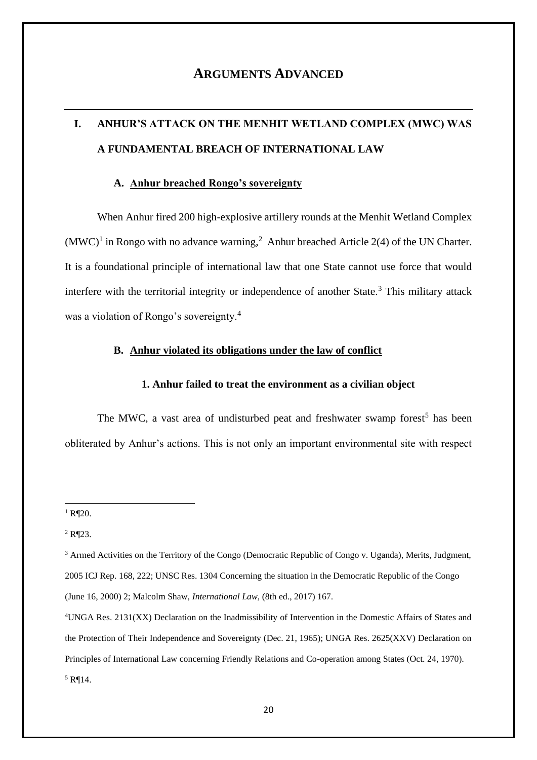# ARGUMENTS ADVANCED

## I. ANHUR'S ATTACK ON THE MENHIT WETLAND COMPLEX (MWC) WAS A FUNDAMENTAL BREACH OF INTERNATIONAL LAW

### A. Anhur breached Rongo's sovereignty

When Anhur fired 200 high-explosive artillery rounds at the Menhit Wetland Complex (MWC)[1] in Rongo with no advance warning,[2] Anhur breached Article 2(4) of the UN Charter. It is a foundational principle of international law that one State cannot use force that would interfere with the territorial integrity or independence of another State.[3] This military attack was a violation of Rongo's sovereignty.[4]

### B. Anhur violated its obligations under the law of conflict

#### 1. Anhur failed to treat the environment as a civilian object

The MWC, a vast area of undisturbed peat and freshwater swamp forest[5] has been obliterated by Anhur's actions. This is not only an important environmental site with respect

---

[1] R¶20.

[2] R¶23.

[3] Armed Activities on the Territory of the Congo (Democratic Republic of Congo v. Uganda), Merits, Judgment, 2005 ICJ Rep. 168, 222; UNSC Res. 1304 Concerning the situation in the Democratic Republic of the Congo (June 16, 2000) 2; Malcolm Shaw, *International Law*, (8th ed., 2017) 167.

[4] UNGA Res. 2131(XX) Declaration on the Inadmissibility of Intervention in the Domestic Affairs of States and the Protection of Their Independence and Sovereignty (Dec. 21, 1965); UNGA Res. 2625(XXV) Declaration on Principles of International Law concerning Friendly Relations and Co-operation among States (Oct. 24, 1970).

[5] R¶14.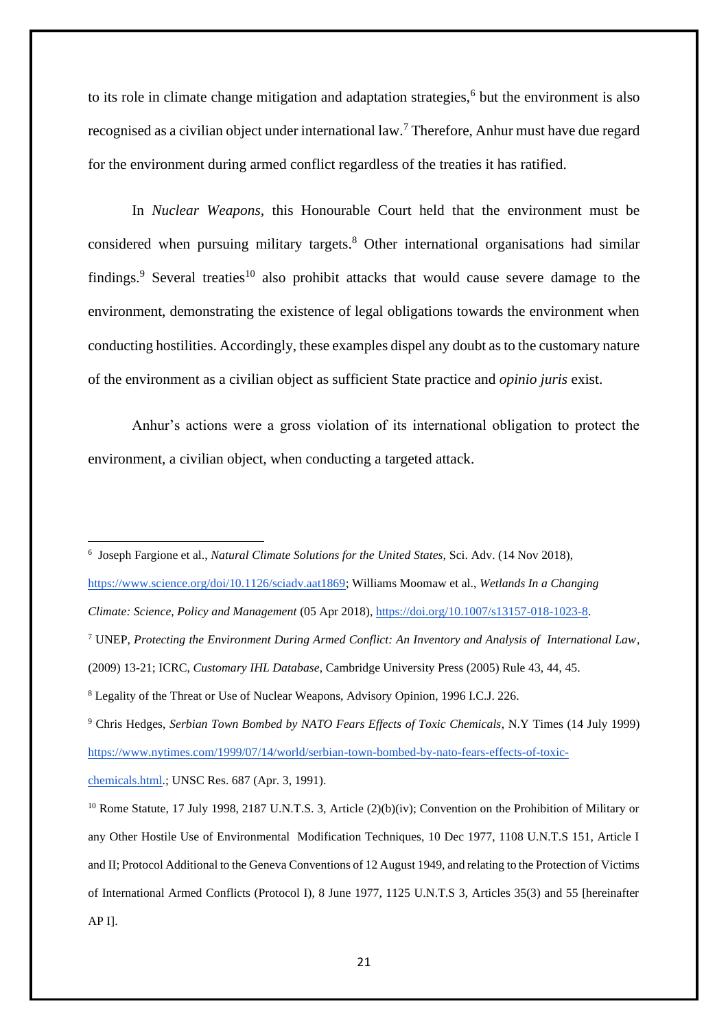to its role in climate change mitigation and adaptation strategies,[6] but the environment is also recognised as a civilian object under international law.[7] Therefore, Anhur must have due regard for the environment during armed conflict regardless of the treaties it has ratified.

In *Nuclear Weapons,* this Honourable Court held that the environment must be considered when pursuing military targets.[8] Other international organisations had similar findings.[9] Several treaties[10] also prohibit attacks that would cause severe damage to the environment, demonstrating the existence of legal obligations towards the environment when conducting hostilities. Accordingly, these examples dispel any doubt as to the customary nature of the environment as a civilian object as sufficient State practice and *opinio juris* exist.

Anhur's actions were a gross violation of its international obligation to protect the environment, a civilian object, when conducting a targeted attack.

---

[6] Joseph Fargione et al., *Natural Climate Solutions for the United States,* Sci. Adv. (14 Nov 2018), https://www.science.org/doi/10.1126/sciadv.aat1869; Williams Moomaw et al., *Wetlands In a Changing Climate: Science, Policy and Management* (05 Apr 2018), https://doi.org/10.1007/s13157-018-1023-8.

[7] UNEP, *Protecting the Environment During Armed Conflict: An Inventory and Analysis of International Law*, (2009) 13-21; ICRC, *Customary IHL Database*, Cambridge University Press (2005) Rule 43, 44, 45.

[8] Legality of the Threat or Use of Nuclear Weapons, Advisory Opinion, 1996 I.C.J. 226.

[9] Chris Hedges, *Serbian Town Bombed by NATO Fears Effects of Toxic Chemicals*, N.Y Times (14 July 1999) https://www.nytimes.com/1999/07/14/world/serbian-town-bombed-by-nato-fears-effects-of-toxic-chemicals.html.; UNSC Res. 687 (Apr. 3, 1991).

[10] Rome Statute, 17 July 1998, 2187 U.N.T.S. 3, Article (2)(b)(iv); Convention on the Prohibition of Military or any Other Hostile Use of Environmental Modification Techniques, 10 Dec 1977, 1108 U.N.T.S 151, Article I and II; Protocol Additional to the Geneva Conventions of 12 August 1949, and relating to the Protection of Victims of International Armed Conflicts (Protocol I), 8 June 1977, 1125 U.N.T.S 3, Articles 35(3) and 55 [hereinafter AP I].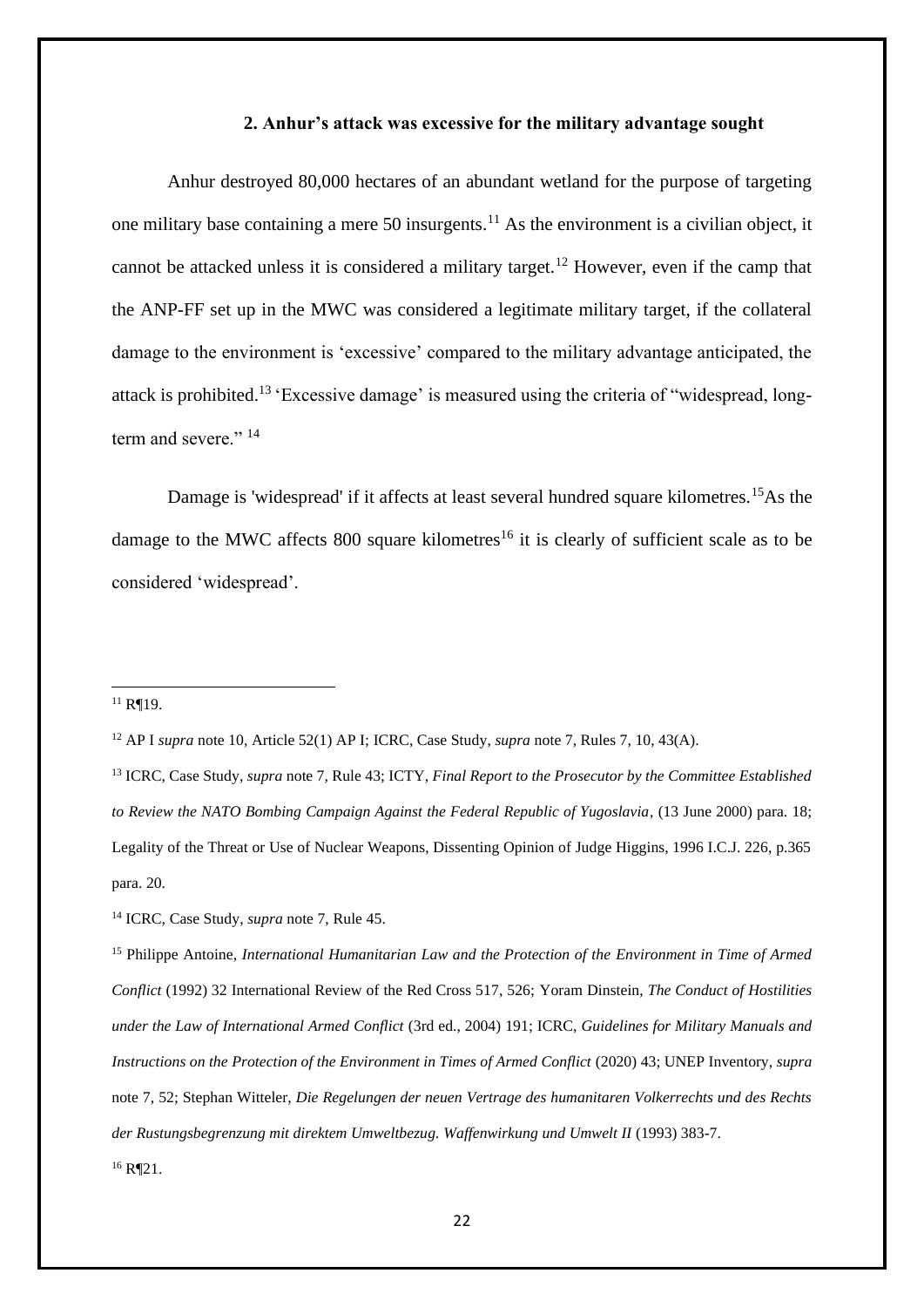### 2. Anhur's attack was excessive for the military advantage sought

Anhur destroyed 80,000 hectares of an abundant wetland for the purpose of targeting one military base containing a mere 50 insurgents.[11] As the environment is a civilian object, it cannot be attacked unless it is considered a military target.[12] However, even if the camp that the ANP-FF set up in the MWC was considered a legitimate military target, if the collateral damage to the environment is 'excessive' compared to the military advantage anticipated, the attack is prohibited.[13] 'Excessive damage' is measured using the criteria of "widespread, long-term and severe." [14]

Damage is 'widespread' if it affects at least several hundred square kilometres.[15] As the damage to the MWC affects 800 square kilometres[16] it is clearly of sufficient scale as to be considered 'widespread'.

---

[11] R¶19.

[12] AP I *supra* note 10, Article 52(1) AP I; ICRC, Case Study, *supra* note 7, Rules 7, 10, 43(A).

[13] ICRC, Case Study, *supra* note 7, Rule 43; ICTY, *Final Report to the Prosecutor by the Committee Established to Review the NATO Bombing Campaign Against the Federal Republic of Yugoslavia*, (13 June 2000) para. 18; Legality of the Threat or Use of Nuclear Weapons, Dissenting Opinion of Judge Higgins, 1996 I.C.J. 226, p.365 para. 20.

[14] ICRC, Case Study, *supra* note 7, Rule 45.

[15] Philippe Antoine, *International Humanitarian Law and the Protection of the Environment in Time of Armed Conflict* (1992) 32 International Review of the Red Cross 517, 526; Yoram Dinstein, *The Conduct of Hostilities under the Law of International Armed Conflict* (3rd ed., 2004) 191; ICRC, *Guidelines for Military Manuals and Instructions on the Protection of the Environment in Times of Armed Conflict* (2020) 43; UNEP Inventory, *supra* note 7, 52; Stephan Witteler, *Die Regelungen der neuen Vertrage des humanitaren Volkerrechts und des Rechts der Rustungsbegrenzung mit direktem Umweltbezug. Waffenwirkung und Umwelt II* (1993) 383-7.

[16] R¶21.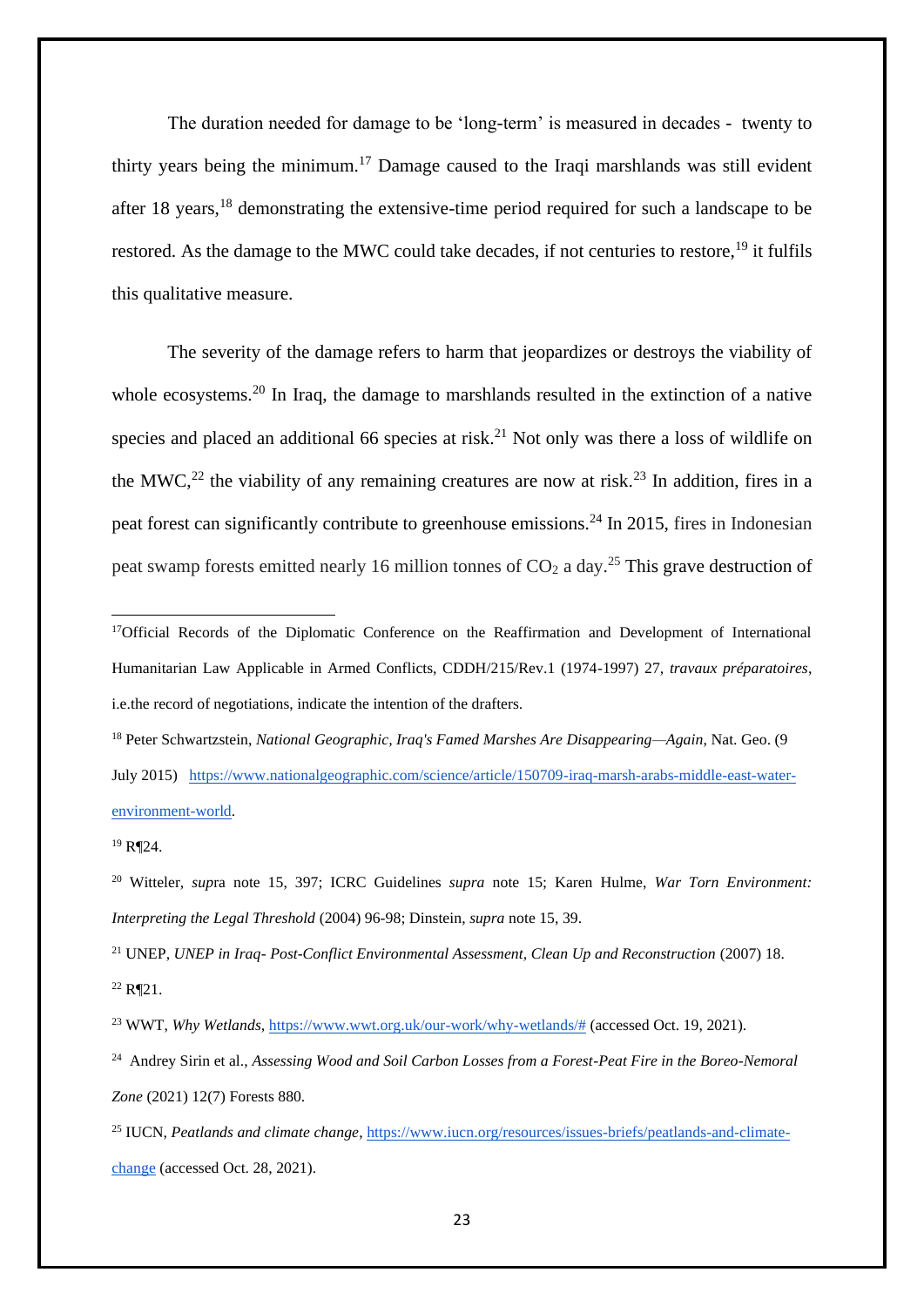The duration needed for damage to be 'long-term' is measured in decades - twenty to thirty years being the minimum.[17] Damage caused to the Iraqi marshlands was still evident after 18 years,[18] demonstrating the extensive-time period required for such a landscape to be restored. As the damage to the MWC could take decades, if not centuries to restore,[19] it fulfils this qualitative measure.

The severity of the damage refers to harm that jeopardizes or destroys the viability of whole ecosystems.[20] In Iraq, the damage to marshlands resulted in the extinction of a native species and placed an additional 66 species at risk.[21] Not only was there a loss of wildlife on the MWC,[22] the viability of any remaining creatures are now at risk.[23] In addition, fires in a peat forest can significantly contribute to greenhouse emissions.[24] In 2015, fires in Indonesian peat swamp forests emitted nearly 16 million tonnes of $CO_2$ a day.[25] This grave destruction of

---

[17] Official Records of the Diplomatic Conference on the Reaffirmation and Development of International Humanitarian Law Applicable in Armed Conflicts, CDDH/215/Rev.1 (1974-1997) 27, *travaux préparatoires*, i.e.the record of negotiations, indicate the intention of the drafters.

[18] Peter Schwartzstein, *National Geographic, Iraq's Famed Marshes Are Disappearing—Again*, Nat. Geo. (9 July 2015) https://www.nationalgeographic.com/science/article/150709-iraq-marsh-arabs-middle-east-water-environment-world.

[19] R¶24.

[20] Witteler, *sup*ra note 15, 397; ICRC Guidelines *supra* note 15; Karen Hulme, *War Torn Environment: Interpreting the Legal Threshold* (2004) 96-98; Dinstein, *supra* note 15, 39.

[21] UNEP, *UNEP in Iraq- Post-Conflict Environmental Assessment, Clean Up and Reconstruction* (2007) 18.

[22] R¶21.

[23] WWT, *Why Wetlands*, https://www.wwt.org.uk/our-work/why-wetlands/# (accessed Oct. 19, 2021).

[24] Andrey Sirin et al., *Assessing Wood and Soil Carbon Losses from a Forest-Peat Fire in the Boreo-Nemoral Zone* (2021) 12(7) Forests 880.

[25] IUCN, *Peatlands and climate change*, https://www.iucn.org/resources/issues-briefs/peatlands-and-climate-change (accessed Oct. 28, 2021).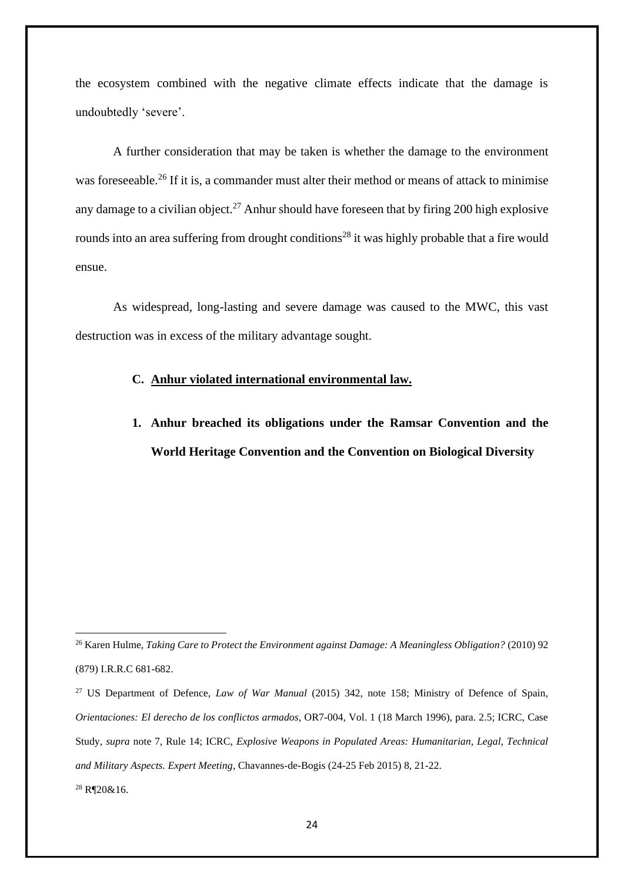the ecosystem combined with the negative climate effects indicate that the damage is undoubtedly 'severe'.

A further consideration that may be taken is whether the damage to the environment was foreseeable.[26] If it is, a commander must alter their method or means of attack to minimise any damage to a civilian object.[27] Anhur should have foreseen that by firing 200 high explosive rounds into an area suffering from drought conditions[28] it was highly probable that a fire would ensue.

As widespread, long-lasting and severe damage was caused to the MWC, this vast destruction was in excess of the military advantage sought.

### C. <u>Anhur violated international environmental law.</u>

#### 1. Anhur breached its obligations under the Ramsar Convention and the World Heritage Convention and the Convention on Biological Diversity

---

[26] Karen Hulme, *Taking Care to Protect the Environment against Damage: A Meaningless Obligation?* (2010) 92 (879) I.R.R.C 681-682.

[27] US Department of Defence, *Law of War Manual* (2015) 342, note 158; Ministry of Defence of Spain, *Orientaciones: El derecho de los conflictos armados*, OR7-004, Vol. 1 (18 March 1996), para. 2.5; ICRC, Case Study, *supra* note 7, Rule 14; ICRC, *Explosive Weapons in Populated Areas: Humanitarian, Legal, Technical and Military Aspects. Expert Meeting*, Chavannes-de-Bogis (24-25 Feb 2015) 8, 21-22.

[28] R¶20&16.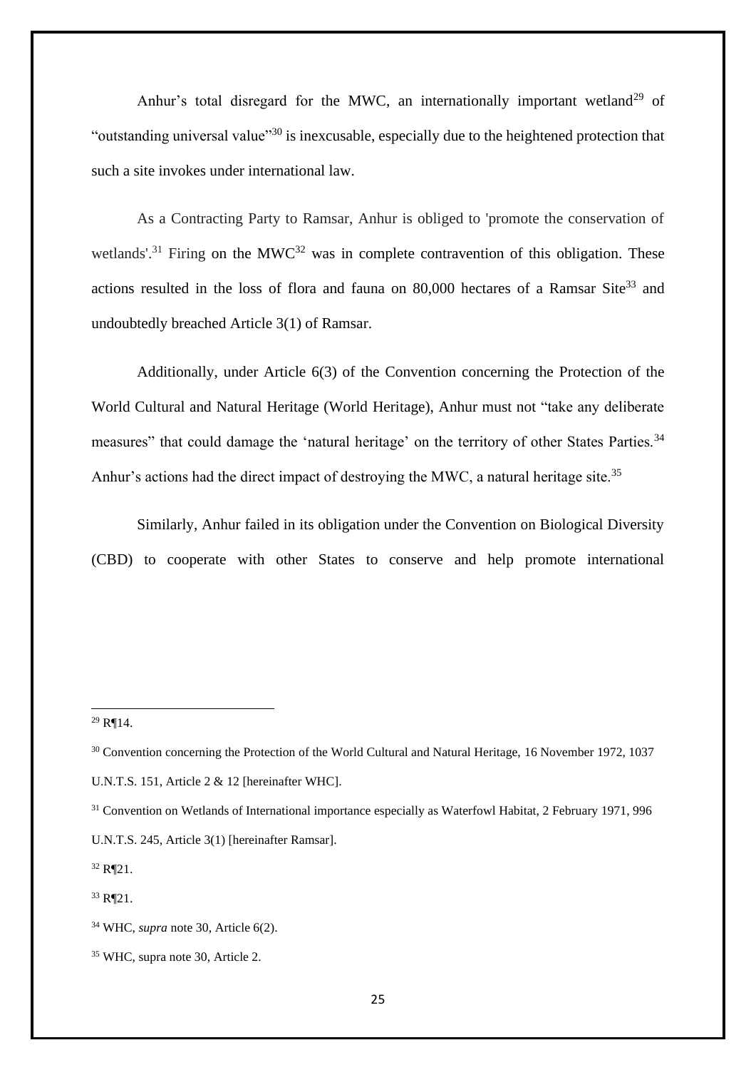Anhur's total disregard for the MWC, an internationally important wetland[29] of "outstanding universal value"[30] is inexcusable, especially due to the heightened protection that such a site invokes under international law.

As a Contracting Party to Ramsar, Anhur is obliged to 'promote the conservation of wetlands'.[31] Firing on the MWC[32] was in complete contravention of this obligation. These actions resulted in the loss of flora and fauna on 80,000 hectares of a Ramsar Site[33] and undoubtedly breached Article 3(1) of Ramsar.

Additionally, under Article 6(3) of the Convention concerning the Protection of the World Cultural and Natural Heritage (World Heritage), Anhur must not "take any deliberate measures" that could damage the 'natural heritage' on the territory of other States Parties.[34] Anhur's actions had the direct impact of destroying the MWC, a natural heritage site.[35]

Similarly, Anhur failed in its obligation under the Convention on Biological Diversity (CBD) to cooperate with other States to conserve and help promote international

---

[29] R¶14.

[30] Convention concerning the Protection of the World Cultural and Natural Heritage, 16 November 1972, 1037 U.N.T.S. 151, Article 2 & 12 [hereinafter WHC].

[31] Convention on Wetlands of International importance especially as Waterfowl Habitat, 2 February 1971, 996 U.N.T.S. 245, Article 3(1) [hereinafter Ramsar].

[32] R¶21.

[33] R¶21.

[34] WHC, *supra* note 30, Article 6(2).

[35] WHC, supra note 30, Article 2.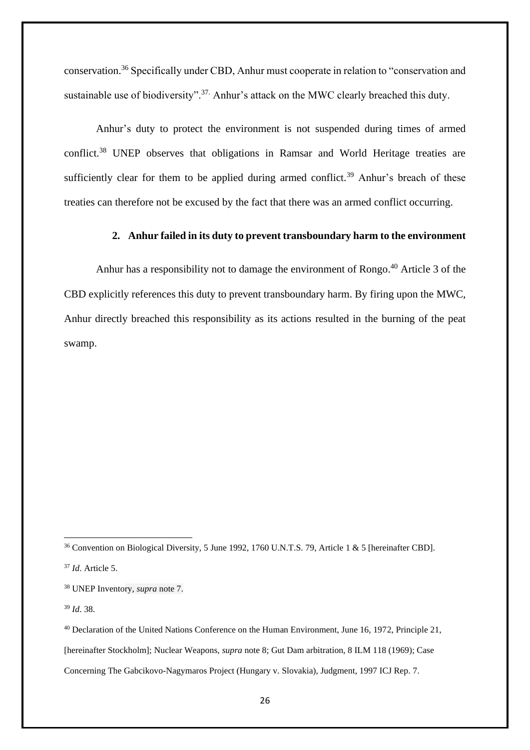conservation.[36] Specifically under CBD, Anhur must cooperate in relation to "conservation and sustainable use of biodiversity".[37.] Anhur's attack on the MWC clearly breached this duty.

Anhur's duty to protect the environment is not suspended during times of armed conflict.[38] UNEP observes that obligations in Ramsar and World Heritage treaties are sufficiently clear for them to be applied during armed conflict.[39] Anhur's breach of these treaties can therefore not be excused by the fact that there was an armed conflict occurring.

### 2. Anhur failed in its duty to prevent transboundary harm to the environment

Anhur has a responsibility not to damage the environment of Rongo.[40] Article 3 of the CBD explicitly references this duty to prevent transboundary harm. By firing upon the MWC, Anhur directly breached this responsibility as its actions resulted in the burning of the peat swamp.

---

[36] Convention on Biological Diversity, 5 June 1992, 1760 U.N.T.S. 79, Article 1 & 5 [hereinafter CBD].

[37] *Id*. Article 5.

[38] UNEP Inventory, *supra* note 7.

[39] *Id*. 38.

[40] Declaration of the United Nations Conference on the Human Environment, June 16, 1972, Principle 21, [hereinafter Stockholm]; Nuclear Weapons, *supra* note 8; Gut Dam arbitration, 8 ILM 118 (1969); Case Concerning The Gabcikovo-Nagymaros Project (Hungary v. Slovakia), Judgment, 1997 ICJ Rep. 7.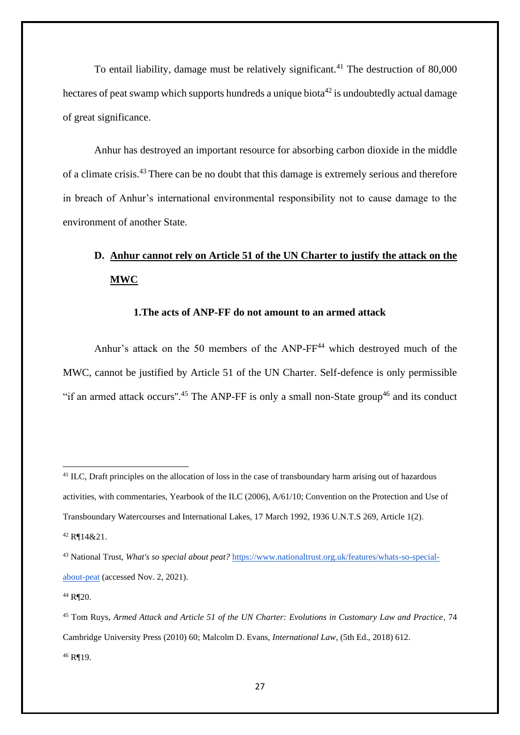To entail liability, damage must be relatively significant.[41] The destruction of 80,000 hectares of peat swamp which supports hundreds a unique biota[42] is undoubtedly actual damage of great significance.

Anhur has destroyed an important resource for absorbing carbon dioxide in the middle of a climate crisis.[43] There can be no doubt that this damage is extremely serious and therefore in breach of Anhur's international environmental responsibility not to cause damage to the environment of another State.

### D. <u>Anhur cannot rely on Article 51 of the UN Charter to justify the attack on the MWC</u>

#### 1.The acts of ANP-FF do not amount to an armed attack

Anhur's attack on the 50 members of the ANP-FF[44] which destroyed much of the MWC, cannot be justified by Article 51 of the UN Charter. Self-defence is only permissible "if an armed attack occurs".[45] The ANP-FF is only a small non-State group[46] and its conduct

---

[41] ILC, Draft principles on the allocation of loss in the case of transboundary harm arising out of hazardous activities, with commentaries, Yearbook of the ILC (2006), A/61/10; Convention on the Protection and Use of Transboundary Watercourses and International Lakes, 17 March 1992, 1936 U.N.T.S 269, Article 1(2).

[42] R¶14&21.

[43] National Trust, *What's so special about peat?* https://www.nationaltrust.org.uk/features/whats-so-special-about-peat (accessed Nov. 2, 2021).

[44] R¶20.

[45] Tom Ruys, *Armed Attack and Article 51 of the UN Charter: Evolutions in Customary Law and Practice*, 74 Cambridge University Press (2010) 60; Malcolm D. Evans, *International Law*, (5th Ed., 2018) 612.

[46] R¶19.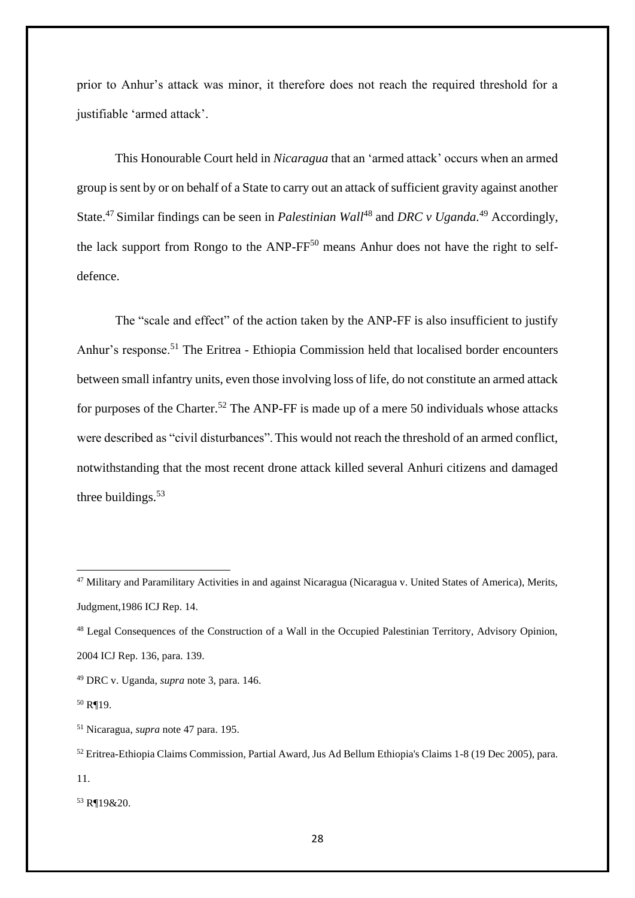prior to Anhur's attack was minor, it therefore does not reach the required threshold for a justifiable 'armed attack'.

This Honourable Court held in *Nicaragua* that an 'armed attack' occurs when an armed group is sent by or on behalf of a State to carry out an attack of sufficient gravity against another State.[47] Similar findings can be seen in *Palestinian Wall*[48] and *DRC v Uganda*.[49] Accordingly, the lack support from Rongo to the ANP-FF[50] means Anhur does not have the right to self-defence.

The "scale and effect" of the action taken by the ANP-FF is also insufficient to justify Anhur's response.[51] The Eritrea - Ethiopia Commission held that localised border encounters between small infantry units, even those involving loss of life, do not constitute an armed attack for purposes of the Charter.[52] The ANP-FF is made up of a mere 50 individuals whose attacks were described as "civil disturbances". This would not reach the threshold of an armed conflict, notwithstanding that the most recent drone attack killed several Anhuri citizens and damaged three buildings.[53]

---

[47] Military and Paramilitary Activities in and against Nicaragua (Nicaragua v. United States of America), Merits, Judgment,1986 ICJ Rep. 14.

[48] Legal Consequences of the Construction of a Wall in the Occupied Palestinian Territory, Advisory Opinion, 2004 ICJ Rep. 136, para. 139.

[49] DRC v. Uganda, *supra* note 3, para. 146.

[50] R¶19.

[51] Nicaragua, *supra* note 47 para. 195.

[52] Eritrea-Ethiopia Claims Commission, Partial Award, Jus Ad Bellum Ethiopia's Claims 1-8 (19 Dec 2005), para. 11.

[53] R¶19&20.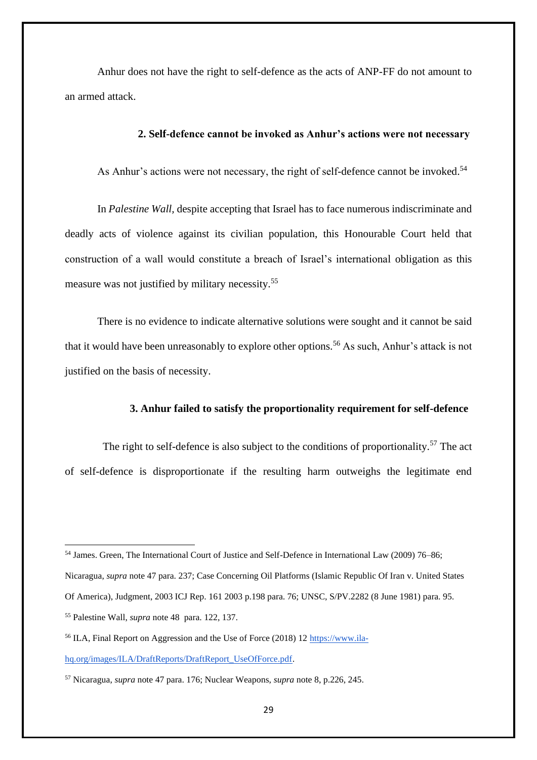Anhur does not have the right to self-defence as the acts of ANP-FF do not amount to an armed attack.

### 2. Self-defence cannot be invoked as Anhur's actions were not necessary

As Anhur's actions were not necessary, the right of self-defence cannot be invoked.[54]

In *Palestine Wall,* despite accepting that Israel has to face numerous indiscriminate and deadly acts of violence against its civilian population, this Honourable Court held that construction of a wall would constitute a breach of Israel's international obligation as this measure was not justified by military necessity.[55]

There is no evidence to indicate alternative solutions were sought and it cannot be said that it would have been unreasonably to explore other options.[56] As such, Anhur's attack is not justified on the basis of necessity.

### 3. Anhur failed to satisfy the proportionality requirement for self-defence

The right to self-defence is also subject to the conditions of proportionality.[57] The act of self-defence is disproportionate if the resulting harm outweighs the legitimate end

---

[54] James. Green, The International Court of Justice and Self-Defence in International Law (2009) 76–86; Nicaragua, *supra* note 47 para. 237; Case Concerning Oil Platforms (Islamic Republic Of Iran v. United States Of America), Judgment, 2003 ICJ Rep. 161 2003 p.198 para. 76; UNSC, S/PV.2282 (8 June 1981) para. 95.

[55] Palestine Wall, *supra* note 48 para. 122, 137.

[56] ILA, Final Report on Aggression and the Use of Force (2018) 12 https://www.ila-hq.org/images/ILA/DraftReports/DraftReport_UseOfForce.pdf.

[57] Nicaragua, *supra* note 47 para. 176; Nuclear Weapons, *supra* note 8, p.226, 245.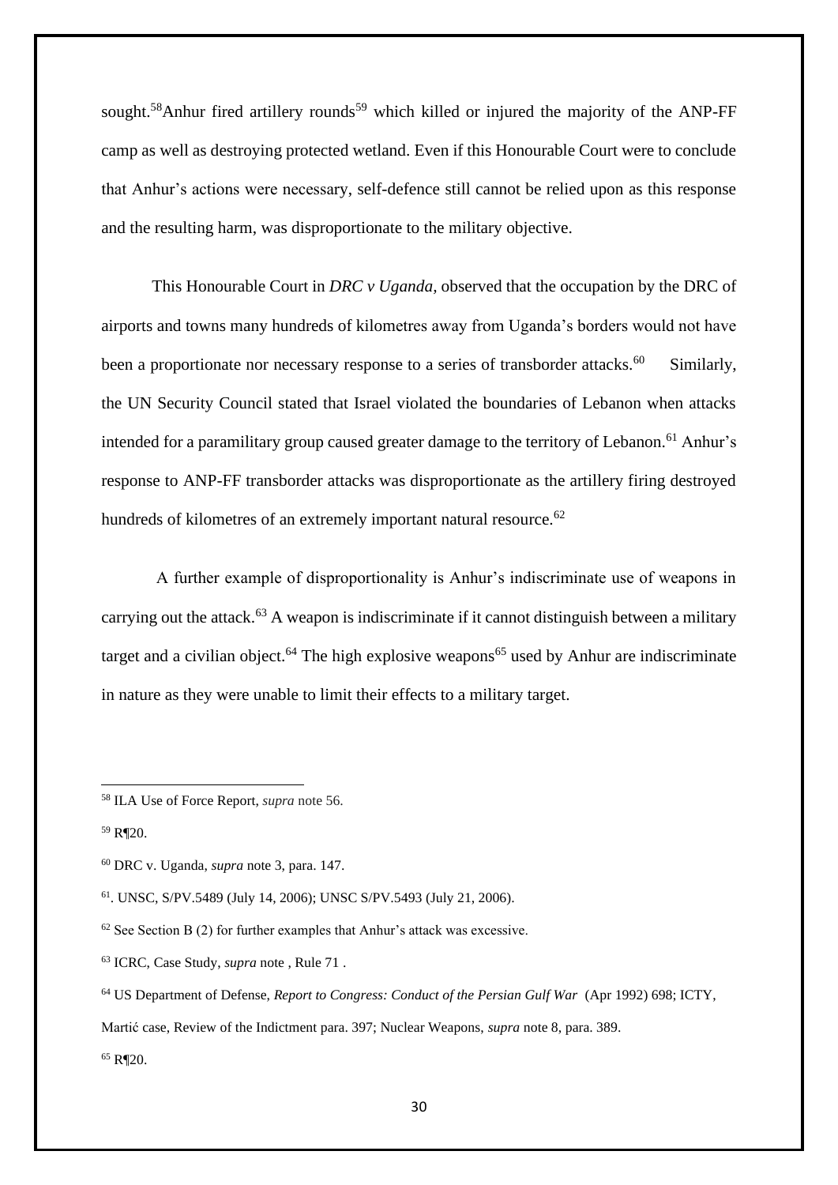sought.[58]Anhur fired artillery rounds[59] which killed or injured the majority of the ANP-FF camp as well as destroying protected wetland. Even if this Honourable Court were to conclude that Anhur's actions were necessary, self-defence still cannot be relied upon as this response and the resulting harm, was disproportionate to the military objective.

This Honourable Court in *DRC v Uganda,* observed that the occupation by the DRC of airports and towns many hundreds of kilometres away from Uganda's borders would not have been a proportionate nor necessary response to a series of transborder attacks.[60] Similarly, the UN Security Council stated that Israel violated the boundaries of Lebanon when attacks intended for a paramilitary group caused greater damage to the territory of Lebanon.[61] Anhur's response to ANP-FF transborder attacks was disproportionate as the artillery firing destroyed hundreds of kilometres of an extremely important natural resource.[62]

A further example of disproportionality is Anhur's indiscriminate use of weapons in carrying out the attack.[63] A weapon is indiscriminate if it cannot distinguish between a military target and a civilian object.[64] The high explosive weapons[65] used by Anhur are indiscriminate in nature as they were unable to limit their effects to a military target.

---

[58] ILA Use of Force Report, *supra* note 56.

[59] R¶20.

[60] DRC v. Uganda, *supra* note 3, para. 147.

[61]. UNSC, S/PV.5489 (July 14, 2006); UNSC S/PV.5493 (July 21, 2006).

[62] See Section B (2) for further examples that Anhur's attack was excessive.

[63] ICRC, Case Study, *supra* note , Rule 71 .

[64] US Department of Defense, *Report to Congress: Conduct of the Persian Gulf War* (Apr 1992) 698; ICTY, Martić case, Review of the Indictment para. 397; Nuclear Weapons, *supra* note 8, para. 389.

[65] R¶20.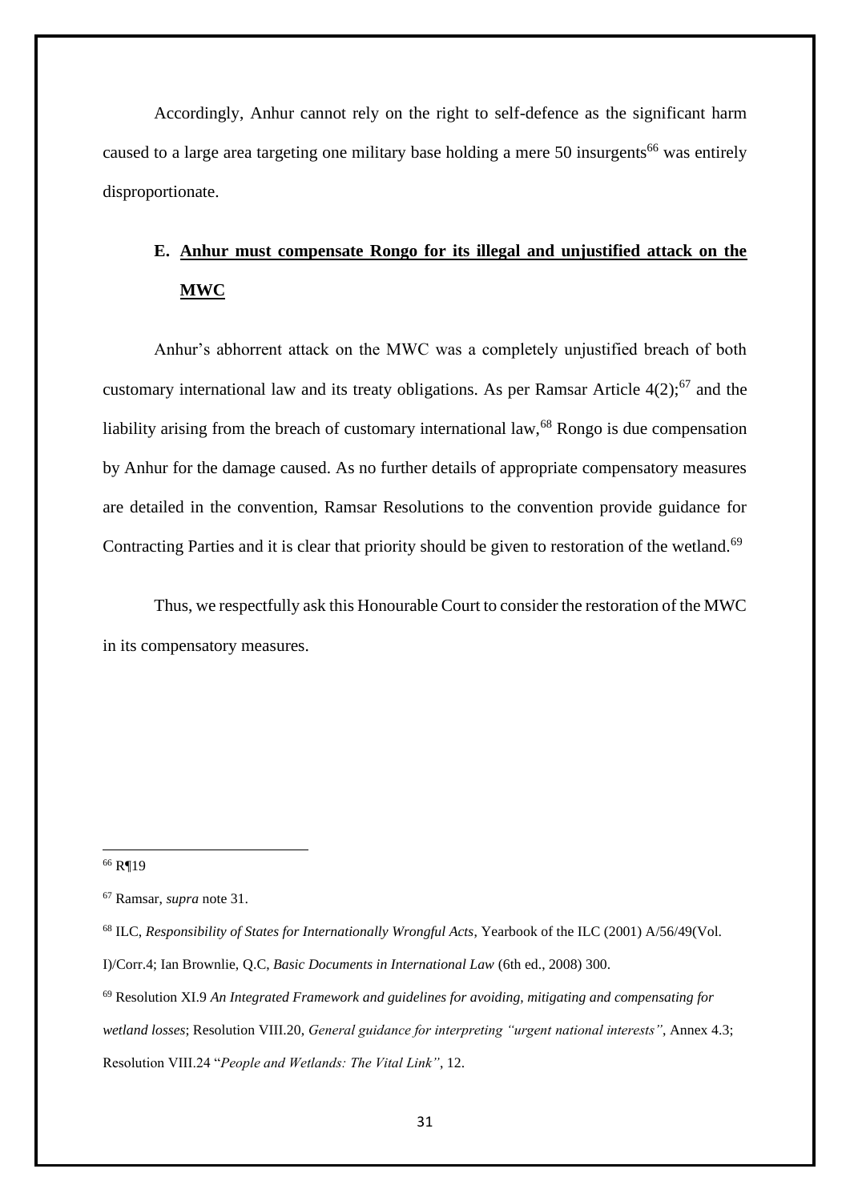Accordingly, Anhur cannot rely on the right to self-defence as the significant harm caused to a large area targeting one military base holding a mere 50 insurgents[66] was entirely disproportionate.

## E. <u>Anhur must compensate Rongo for its illegal and unjustified attack on the MWC</u>

Anhur's abhorrent attack on the MWC was a completely unjustified breach of both customary international law and its treaty obligations. As per Ramsar Article 4(2);[67] and the liability arising from the breach of customary international law,[68] Rongo is due compensation by Anhur for the damage caused. As no further details of appropriate compensatory measures are detailed in the convention, Ramsar Resolutions to the convention provide guidance for Contracting Parties and it is clear that priority should be given to restoration of the wetland.[69]

Thus, we respectfully ask this Honourable Court to consider the restoration of the MWC in its compensatory measures.

---

[66] R¶19

[67] Ramsar, *supra* note 31.

[68] ILC, *Responsibility of States for Internationally Wrongful Acts*, Yearbook of the ILC (2001) A/56/49(Vol. I)/Corr.4; Ian Brownlie, Q.C, *Basic Documents in International Law* (6th ed., 2008) 300.

[69] Resolution XI.9 *An Integrated Framework and guidelines for avoiding, mitigating and compensating for wetland losses*; Resolution VIII.20, *General guidance for interpreting "urgent national interests"*, Annex 4.3; Resolution VIII.24 "*People and Wetlands: The Vital Link"*, 12.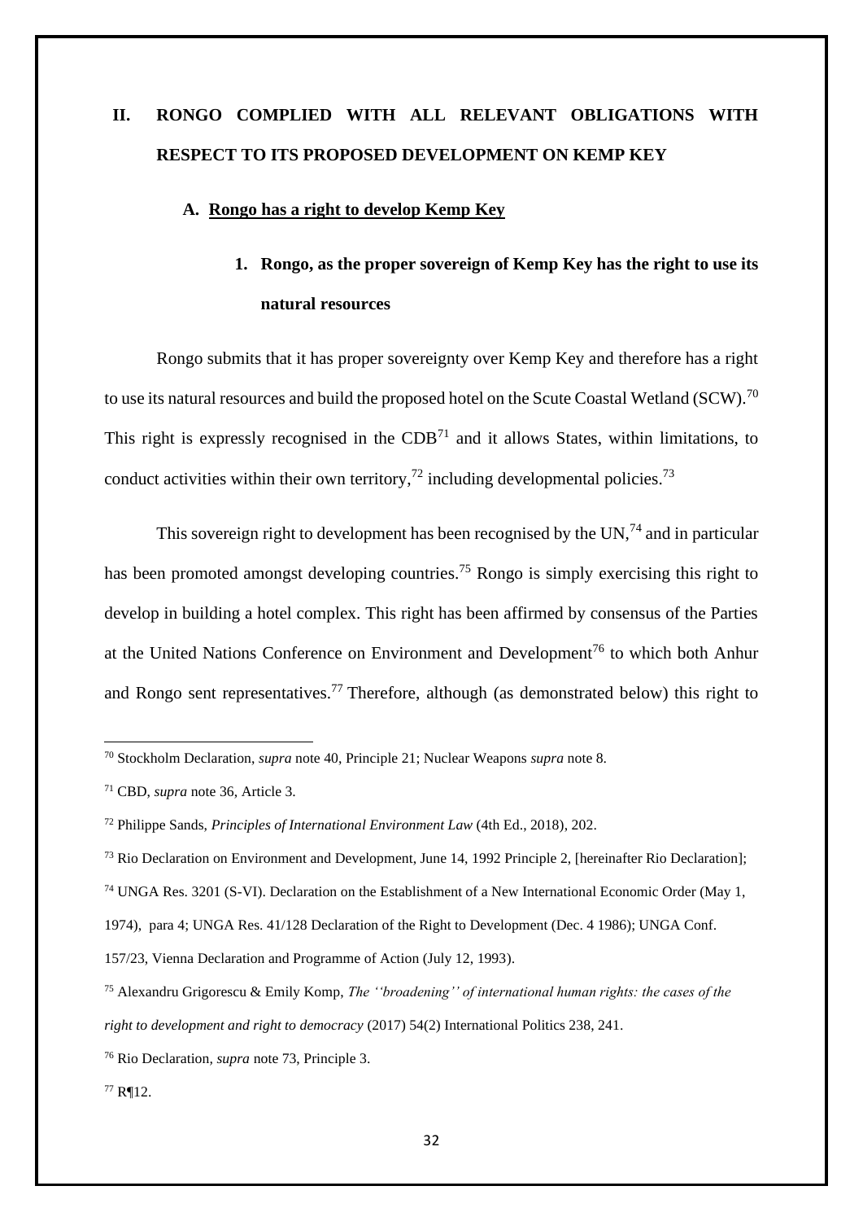# II. RONGO COMPLIED WITH ALL RELEVANT OBLIGATIONS WITH RESPECT TO ITS PROPOSED DEVELOPMENT ON KEMP KEY

## A. Rongo has a right to develop Kemp Key

### 1. Rongo, as the proper sovereign of Kemp Key has the right to use its natural resources

Rongo submits that it has proper sovereignty over Kemp Key and therefore has a right to use its natural resources and build the proposed hotel on the Scute Coastal Wetland (SCW).[70] This right is expressly recognised in the CDB[71] and it allows States, within limitations, to conduct activities within their own territory,[72] including developmental policies.[73]

This sovereign right to development has been recognised by the UN,[74] and in particular has been promoted amongst developing countries.[75] Rongo is simply exercising this right to develop in building a hotel complex. This right has been affirmed by consensus of the Parties at the United Nations Conference on Environment and Development[76] to which both Anhur and Rongo sent representatives.[77] Therefore, although (as demonstrated below) this right to

---

[70] Stockholm Declaration, *supra* note 40, Principle 21; Nuclear Weapons *supra* note 8.

[71] CBD, *supra* note 36, Article 3.

[72] Philippe Sands, *Principles of International Environment Law* (4th Ed., 2018), 202.

[73] Rio Declaration on Environment and Development, June 14, 1992 Principle 2, [hereinafter Rio Declaration];

[74] UNGA Res. 3201 (S-VI). Declaration on the Establishment of a New International Economic Order (May 1, 1974), para 4; UNGA Res. 41/128 Declaration of the Right to Development (Dec. 4 1986); UNGA Conf. 157/23, Vienna Declaration and Programme of Action (July 12, 1993).

[75] Alexandru Grigorescu & Emily Komp, *The ''broadening'' of international human rights: the cases of the right to development and right to democracy* (2017) 54(2) International Politics 238, 241.

[76] Rio Declaration, *supra* note 73, Principle 3.

[77] R¶12.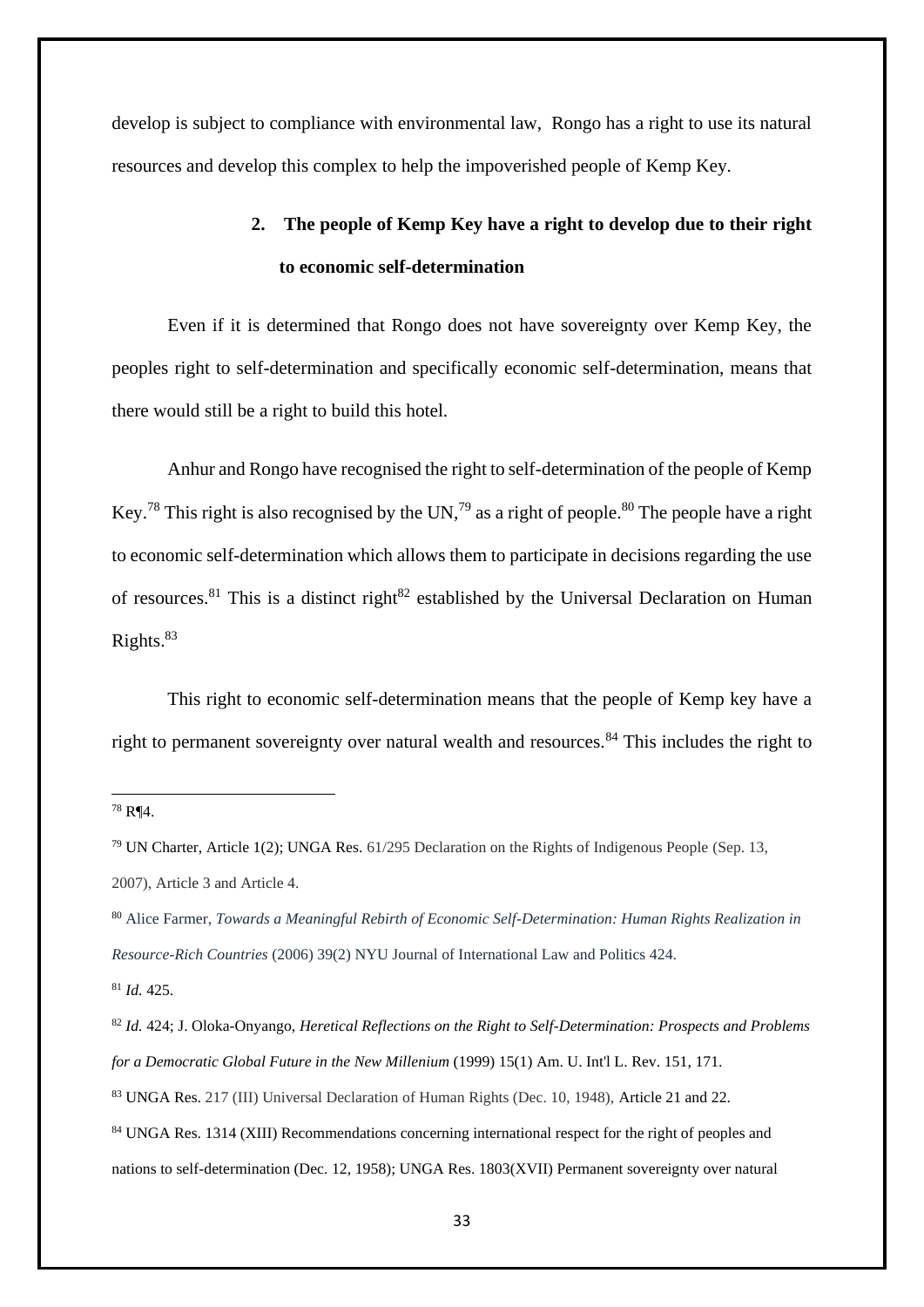develop is subject to compliance with environmental law, Rongo has a right to use its natural resources and develop this complex to help the impoverished people of Kemp Key.

### 2. The people of Kemp Key have a right to develop due to their right to economic self-determination

Even if it is determined that Rongo does not have sovereignty over Kemp Key, the peoples right to self-determination and specifically economic self-determination, means that there would still be a right to build this hotel.

Anhur and Rongo have recognised the right to self-determination of the people of Kemp Key.[78] This right is also recognised by the UN,[79] as a right of people.[80] The people have a right to economic self-determination which allows them to participate in decisions regarding the use of resources.[81] This is a distinct right[82] established by the Universal Declaration on Human Rights.[83]

This right to economic self-determination means that the people of Kemp key have a right to permanent sovereignty over natural wealth and resources.[84] This includes the right to

---

[78] R¶4.

[79] UN Charter, Article 1(2); UNGA Res. 61/295 Declaration on the Rights of Indigenous People (Sep. 13, 2007), Article 3 and Article 4.

[80] Alice Farmer, *Towards a Meaningful Rebirth of Economic Self-Determination: Human Rights Realization in Resource-Rich Countries* (2006) 39(2) NYU Journal of International Law and Politics 424.

[81] *Id.* 425.

[82] *Id.* 424; J. Oloka-Onyango, *Heretical Reflections on the Right to Self-Determination: Prospects and Problems for a Democratic Global Future in the New Millenium* (1999) 15(1) Am. U. Int'l L. Rev. 151, 171.

[83] UNGA Res. 217 (III) Universal Declaration of Human Rights (Dec. 10, 1948), Article 21 and 22.

[84] UNGA Res. 1314 (XIII) Recommendations concerning international respect for the right of peoples and nations to self-determination (Dec. 12, 1958); UNGA Res. 1803(XVII) Permanent sovereignty over natural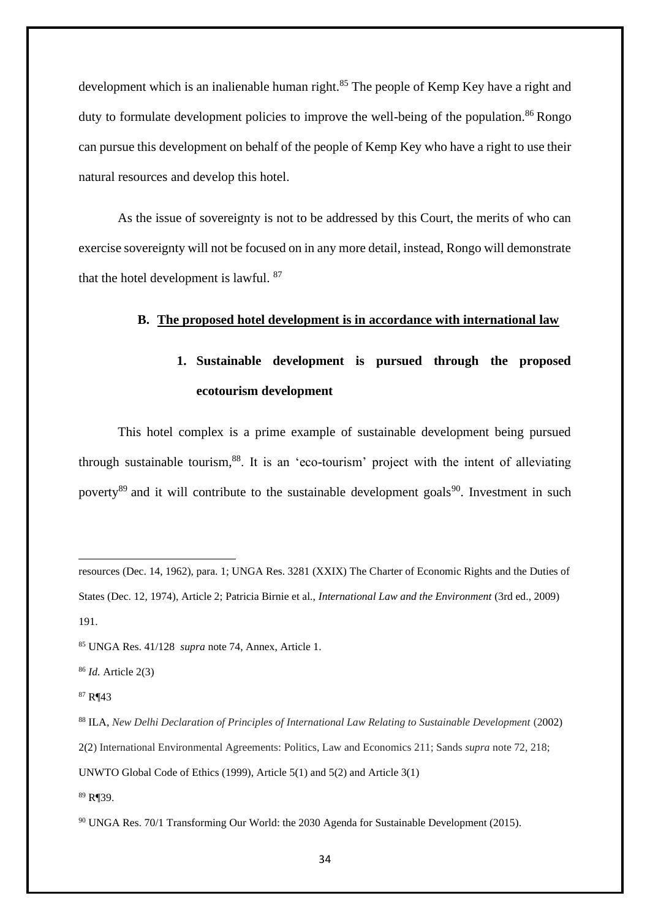development which is an inalienable human right.[85] The people of Kemp Key have a right and duty to formulate development policies to improve the well-being of the population.[86] Rongo can pursue this development on behalf of the people of Kemp Key who have a right to use their natural resources and develop this hotel.

As the issue of sovereignty is not to be addressed by this Court, the merits of who can exercise sovereignty will not be focused on in any more detail, instead, Rongo will demonstrate that the hotel development is lawful. [87]

### B. The proposed hotel development is in accordance with international law

#### 1. Sustainable development is pursued through the proposed ecotourism development

This hotel complex is a prime example of sustainable development being pursued through sustainable tourism,[88]. It is an 'eco-tourism' project with the intent of alleviating poverty[89] and it will contribute to the sustainable development goals[90]. Investment in such

---

resources (Dec. 14, 1962), para. 1; UNGA Res. 3281 (XXIX) The Charter of Economic Rights and the Duties of States (Dec. 12, 1974), Article 2; Patricia Birnie et al., *International Law and the Environment* (3rd ed., 2009) 191.

[85] UNGA Res. 41/128 *supra* note 74, Annex, Article 1.

[86] *Id.* Article 2(3)

[87] R¶43

[88] ILA, *New Delhi Declaration of Principles of International Law Relating to Sustainable Development* (2002) 2(2) International Environmental Agreements: Politics, Law and Economics 211; Sands *supra* note 72, 218; UNWTO Global Code of Ethics (1999), Article 5(1) and 5(2) and Article 3(1)

[89] R¶39.

[90] UNGA Res. 70/1 Transforming Our World: the 2030 Agenda for Sustainable Development (2015).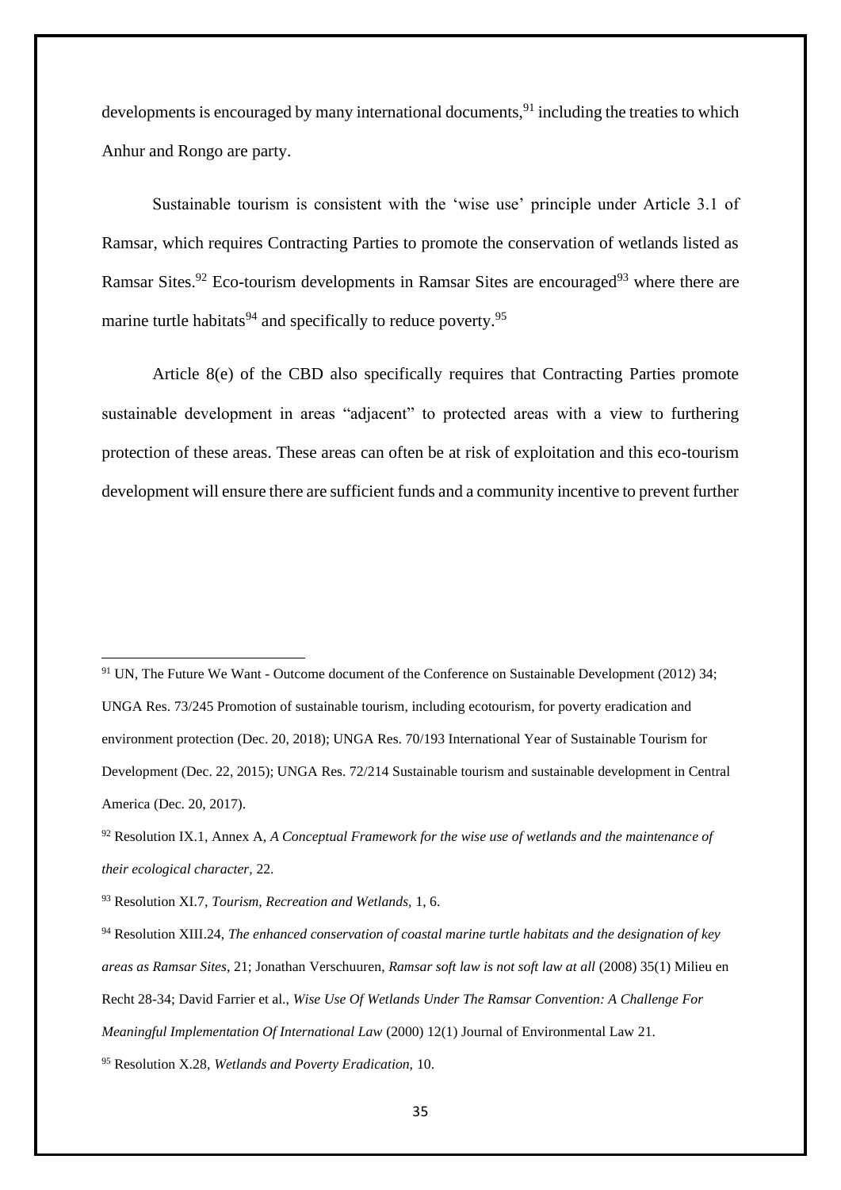developments is encouraged by many international documents,[91] including the treaties to which Anhur and Rongo are party.

Sustainable tourism is consistent with the 'wise use' principle under Article 3.1 of Ramsar, which requires Contracting Parties to promote the conservation of wetlands listed as Ramsar Sites.[92] Eco-tourism developments in Ramsar Sites are encouraged[93] where there are marine turtle habitats[94] and specifically to reduce poverty.[95]

Article 8(e) of the CBD also specifically requires that Contracting Parties promote sustainable development in areas "adjacent" to protected areas with a view to furthering protection of these areas. These areas can often be at risk of exploitation and this eco-tourism development will ensure there are sufficient funds and a community incentive to prevent further

---

[91] UN, The Future We Want - Outcome document of the Conference on Sustainable Development (2012) 34; UNGA Res. 73/245 Promotion of sustainable tourism, including ecotourism, for poverty eradication and environment protection (Dec. 20, 2018); UNGA Res. 70/193 International Year of Sustainable Tourism for Development (Dec. 22, 2015); UNGA Res. 72/214 Sustainable tourism and sustainable development in Central America (Dec. 20, 2017).

[92] Resolution IX.1, Annex A, *A Conceptual Framework for the wise use of wetlands and the maintenance of their ecological character*, 22.

[93] Resolution XI.7, *Tourism, Recreation and Wetlands*, 1, 6.

[94] Resolution XIII.24, *The enhanced conservation of coastal marine turtle habitats and the designation of key areas as Ramsar Sites*, 21; Jonathan Verschuuren, *Ramsar soft law is not soft law at all* (2008) 35(1) Milieu en Recht 28-34; David Farrier et al., *Wise Use Of Wetlands Under The Ramsar Convention: A Challenge For Meaningful Implementation Of International Law* (2000) 12(1) Journal of Environmental Law 21.

[95] Resolution X.28, *Wetlands and Poverty Eradication*, 10.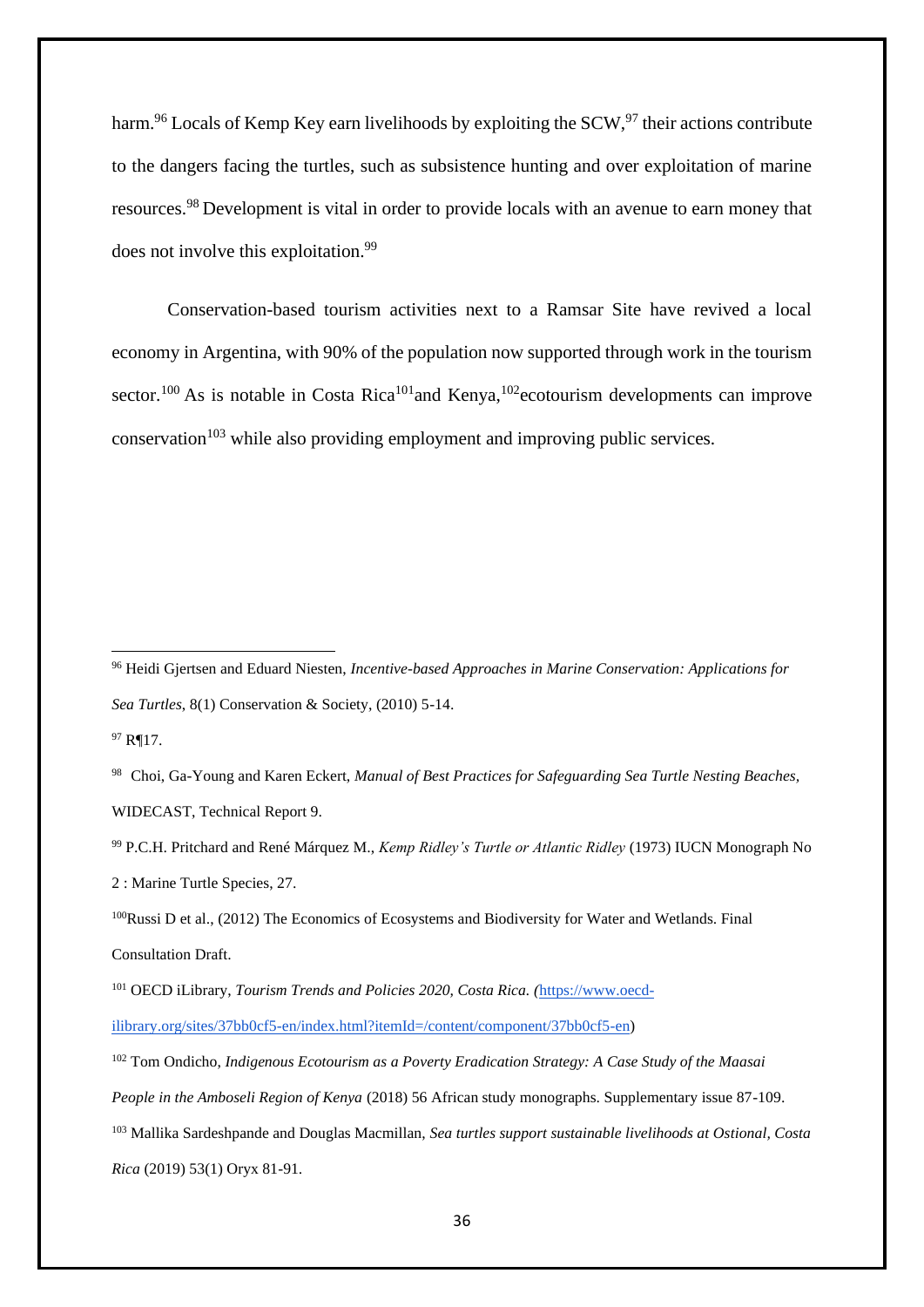harm.[96] Locals of Kemp Key earn livelihoods by exploiting the SCW,[97] their actions contribute to the dangers facing the turtles, such as subsistence hunting and over exploitation of marine resources.[98] Development is vital in order to provide locals with an avenue to earn money that does not involve this exploitation.[99]

Conservation-based tourism activities next to a Ramsar Site have revived a local economy in Argentina, with 90% of the population now supported through work in the tourism sector.[100] As is notable in Costa Rica[101]and Kenya,[102]ecotourism developments can improve conservation[103] while also providing employment and improving public services.

---

[96] Heidi Gjertsen and Eduard Niesten, *Incentive-based Approaches in Marine Conservation: Applications for Sea Turtles*, 8(1) Conservation & Society, (2010) 5-14.

[97] R¶17.

[98] Choi, Ga-Young and Karen Eckert, *Manual of Best Practices for Safeguarding Sea Turtle Nesting Beaches,* WIDECAST, Technical Report 9.

[99] P.C.H. Pritchard and René Márquez M., *Kemp Ridley's Turtle or Atlantic Ridley* (1973) IUCN Monograph No 2 : Marine Turtle Species, 27.

[100]Russi D et al., (2012) The Economics of Ecosystems and Biodiversity for Water and Wetlands. Final Consultation Draft.

[101] OECD iLibrary, *Tourism Trends and Policies 2020, Costa Rica. (*https://www.oecd-ilibrary.org/sites/37bb0cf5-en/index.html?itemId=/content/component/37bb0cf5-en)

[102] Tom Ondicho, *Indigenous Ecotourism as a Poverty Eradication Strategy: A Case Study of the Maasai People in the Amboseli Region of Kenya* (2018) 56 African study monographs. Supplementary issue 87-109.

[103] Mallika Sardeshpande and Douglas Macmillan, *Sea turtles support sustainable livelihoods at Ostional, Costa Rica* (2019) 53(1) Oryx 81-91.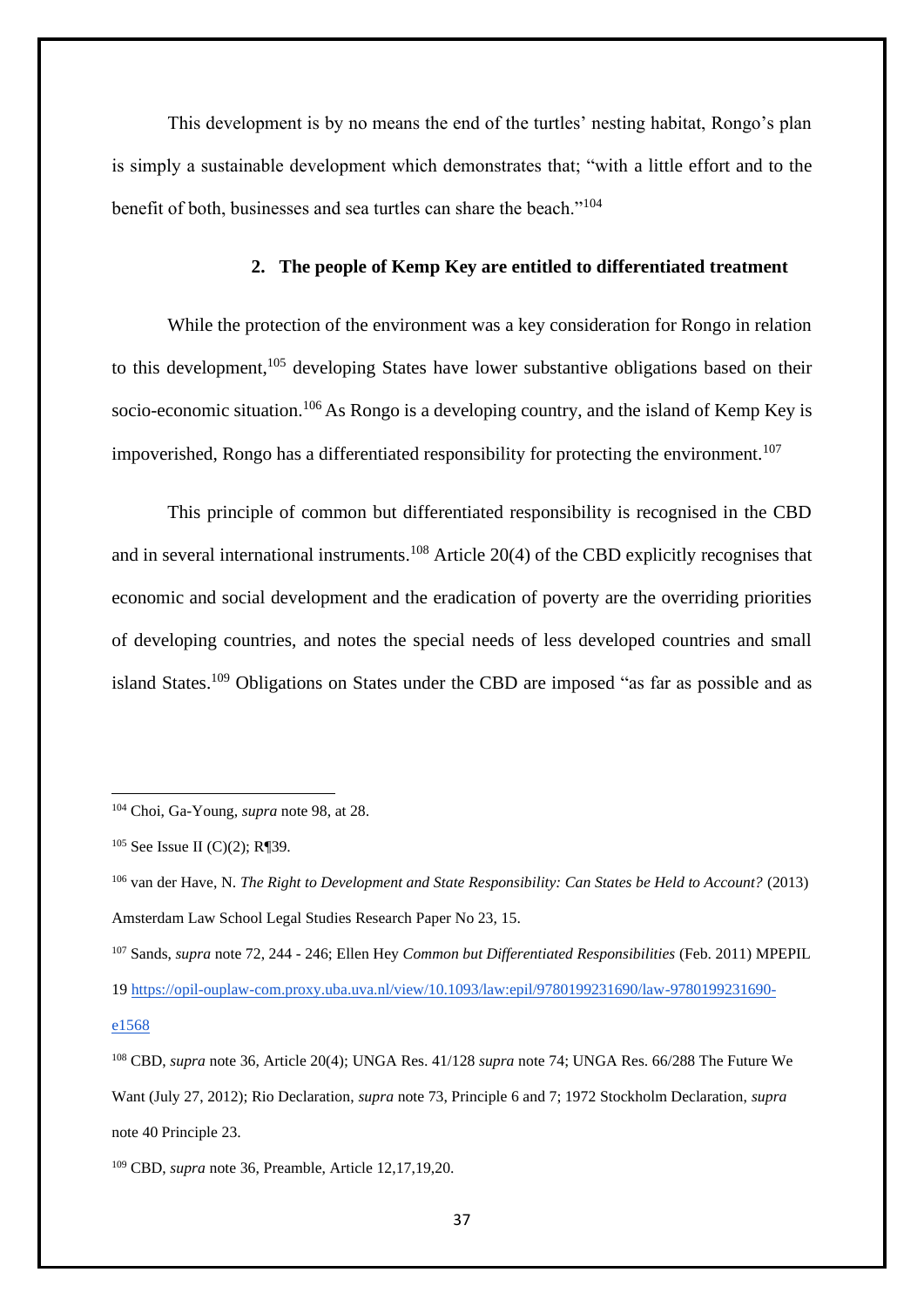This development is by no means the end of the turtles' nesting habitat, Rongo's plan is simply a sustainable development which demonstrates that; "with a little effort and to the benefit of both, businesses and sea turtles can share the beach."[104]

### 2. The people of Kemp Key are entitled to differentiated treatment

While the protection of the environment was a key consideration for Rongo in relation to this development,[105] developing States have lower substantive obligations based on their socio-economic situation.[106] As Rongo is a developing country, and the island of Kemp Key is impoverished, Rongo has a differentiated responsibility for protecting the environment.[107]

This principle of common but differentiated responsibility is recognised in the CBD and in several international instruments.[108] Article 20(4) of the CBD explicitly recognises that economic and social development and the eradication of poverty are the overriding priorities of developing countries, and notes the special needs of less developed countries and small island States.[109] Obligations on States under the CBD are imposed "as far as possible and as

---

[104] Choi, Ga-Young, *supra* note 98, at 28.

[105] See Issue II (C)(2); R¶39.

[106] van der Have, N. *The Right to Development and State Responsibility: Can States be Held to Account?* (2013) Amsterdam Law School Legal Studies Research Paper No 23, 15.

[107] Sands, *supra* note 72, 244 - 246; Ellen Hey *Common but Differentiated Responsibilities* (Feb. 2011) MPEPIL 19 https://opil-ouplaw-com.proxy.uba.uva.nl/view/10.1093/law:epil/9780199231690/law-9780199231690-e1568

[108] CBD, *supra* note 36, Article 20(4); UNGA Res. 41/128 *supra* note 74; UNGA Res. 66/288 The Future We Want (July 27, 2012); Rio Declaration, *supra* note 73, Principle 6 and 7; 1972 Stockholm Declaration, *supra* note 40 Principle 23.

[109] CBD, *supra* note 36, Preamble, Article 12,17,19,20.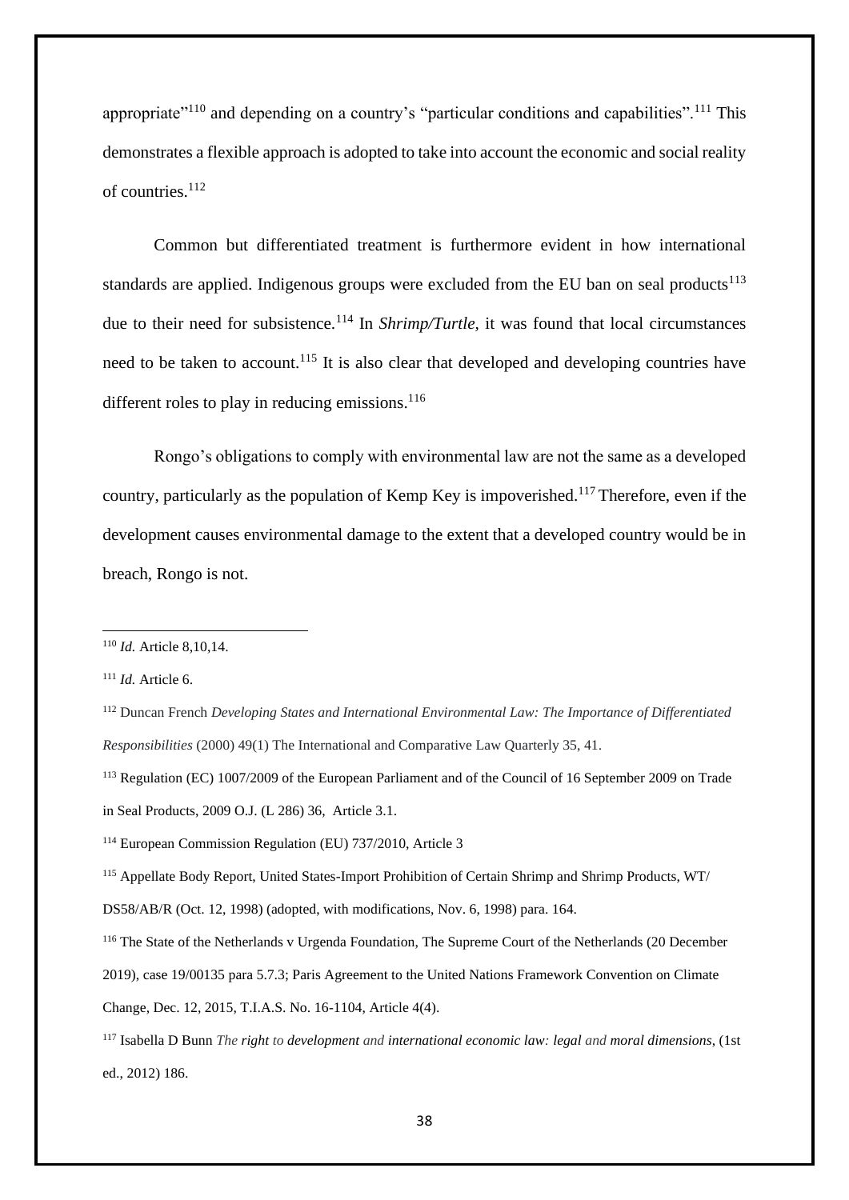appropriate"[110] and depending on a country's "particular conditions and capabilities".[111] This demonstrates a flexible approach is adopted to take into account the economic and social reality of countries.[112]

Common but differentiated treatment is furthermore evident in how international standards are applied. Indigenous groups were excluded from the EU ban on seal products[113] due to their need for subsistence.[114] In *Shrimp/Turtle,* it was found that local circumstances need to be taken to account.[115] It is also clear that developed and developing countries have different roles to play in reducing emissions.[116]

Rongo's obligations to comply with environmental law are not the same as a developed country, particularly as the population of Kemp Key is impoverished.[117] Therefore, even if the development causes environmental damage to the extent that a developed country would be in breach, Rongo is not.

---

[110] *Id.* Article 8,10,14.

[111] *Id.* Article 6.

[112] Duncan French *Developing States and International Environmental Law: The Importance of Differentiated Responsibilities* (2000) 49(1) The International and Comparative Law Quarterly 35, 41.

[113] Regulation (EC) 1007/2009 of the European Parliament and of the Council of 16 September 2009 on Trade in Seal Products, 2009 O.J. (L 286) 36, Article 3.1.

[114] European Commission Regulation (EU) 737/2010, Article 3

[115] Appellate Body Report, United States-Import Prohibition of Certain Shrimp and Shrimp Products, WT/DS58/AB/R (Oct. 12, 1998) (adopted, with modifications, Nov. 6, 1998) para. 164.

[116] The State of the Netherlands v Urgenda Foundation, The Supreme Court of the Netherlands (20 December 2019), case 19/00135 para 5.7.3; Paris Agreement to the United Nations Framework Convention on Climate Change, Dec. 12, 2015, T.I.A.S. No. 16-1104, Article 4(4).

[117] Isabella D Bunn *The right to development and international economic law: legal and moral dimensions*, (1st ed., 2012) 186.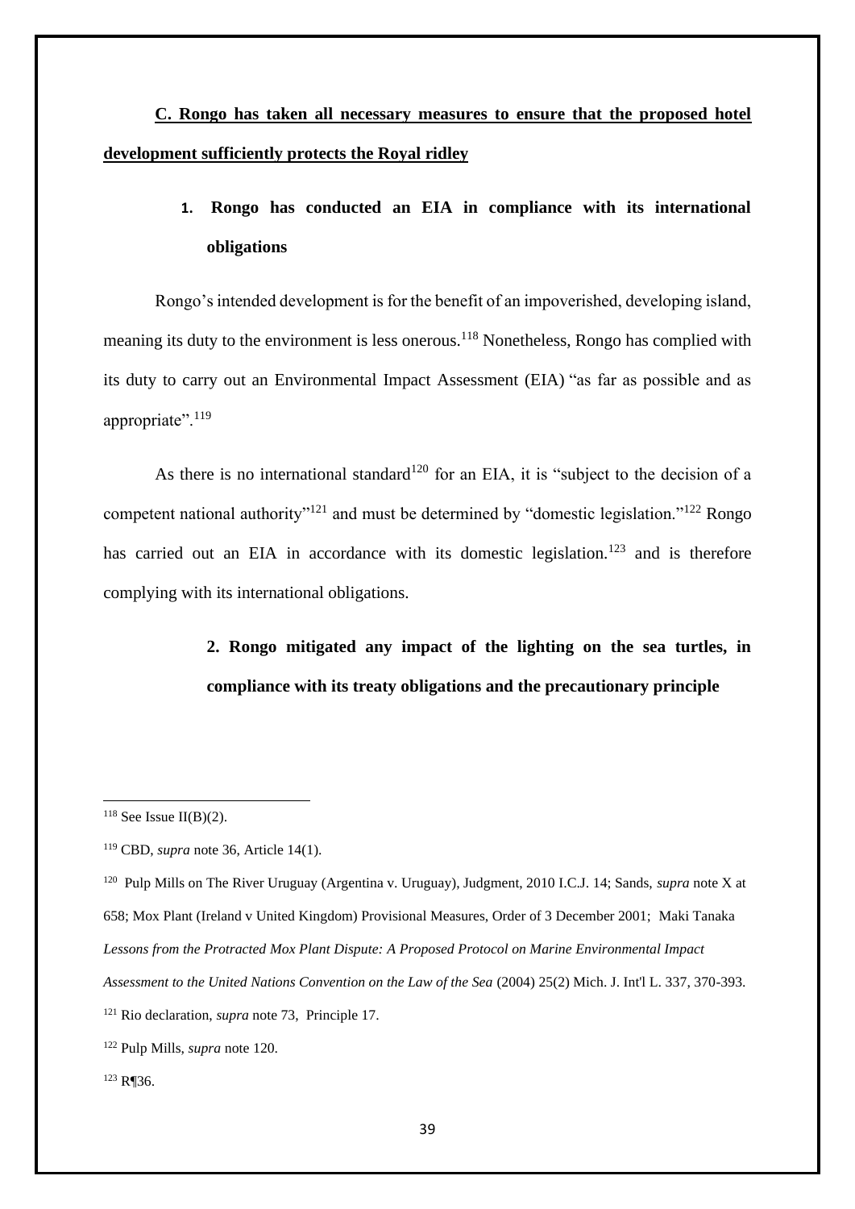**C. Rongo has taken all necessary measures to ensure that the proposed hotel development sufficiently protects the Royal ridley**

**1. Rongo has conducted an EIA in compliance with its international obligations**

Rongo's intended development is for the benefit of an impoverished, developing island, meaning its duty to the environment is less onerous.[118] Nonetheless, Rongo has complied with its duty to carry out an Environmental Impact Assessment (EIA) "as far as possible and as appropriate".[119]

As there is no international standard[120] for an EIA, it is "subject to the decision of a competent national authority"[121] and must be determined by "domestic legislation."[122] Rongo has carried out an EIA in accordance with its domestic legislation.[123] and is therefore complying with its international obligations.

**2. Rongo mitigated any impact of the lighting on the sea turtles, in compliance with its treaty obligations and the precautionary principle**

---

[118] See Issue II(B)(2).

[119] CBD, *supra* note 36, Article 14(1).

[120] Pulp Mills on The River Uruguay (Argentina v. Uruguay), Judgment, 2010 I.C.J. 14; Sands, *supra* note X at 658; Mox Plant (Ireland v United Kingdom) Provisional Measures, Order of 3 December 2001; Maki Tanaka *Lessons from the Protracted Mox Plant Dispute: A Proposed Protocol on Marine Environmental Impact Assessment to the United Nations Convention on the Law of the Sea* (2004) 25(2) Mich. J. Int'l L. 337, 370-393.

[121] Rio declaration, *supra* note 73, Principle 17.

[122] Pulp Mills, *supra* note 120.

[123] R¶36.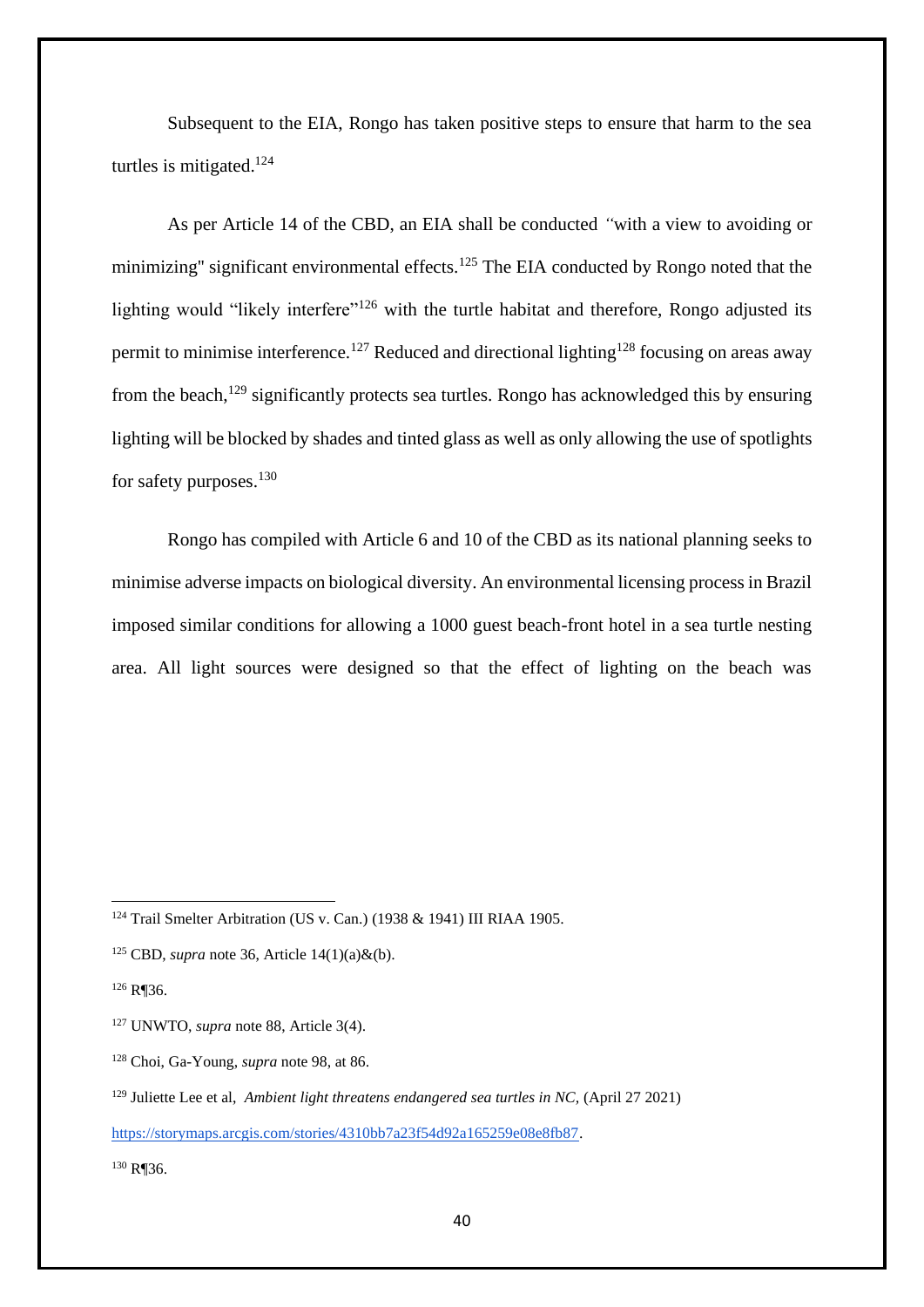Subsequent to the EIA, Rongo has taken positive steps to ensure that harm to the sea turtles is mitigated.[124]

As per Article 14 of the CBD, an EIA shall be conducted *"*with a view to avoiding or minimizing" significant environmental effects.[125] The EIA conducted by Rongo noted that the lighting would "likely interfere"[126] with the turtle habitat and therefore, Rongo adjusted its permit to minimise interference.[127] Reduced and directional lighting[128] focusing on areas away from the beach,[129] significantly protects sea turtles. Rongo has acknowledged this by ensuring lighting will be blocked by shades and tinted glass as well as only allowing the use of spotlights for safety purposes.[130]

Rongo has compiled with Article 6 and 10 of the CBD as its national planning seeks to minimise adverse impacts on biological diversity. An environmental licensing process in Brazil imposed similar conditions for allowing a 1000 guest beach-front hotel in a sea turtle nesting area. All light sources were designed so that the effect of lighting on the beach was

---

[124] Trail Smelter Arbitration (US v. Can.) (1938 & 1941) III RIAA 1905.

[125] CBD, *supra* note 36, Article 14(1)(a)&(b).

[126] R¶36.

[127] UNWTO, *supra* note 88, Article 3(4).

[128] Choi, Ga-Young, *supra* note 98, at 86.

[129] Juliette Lee et al, *Ambient light threatens endangered sea turtles in NC,* (April 27 2021) https://storymaps.arcgis.com/stories/4310bb7a23f54d92a165259e08e8fb87.

[130] R¶36.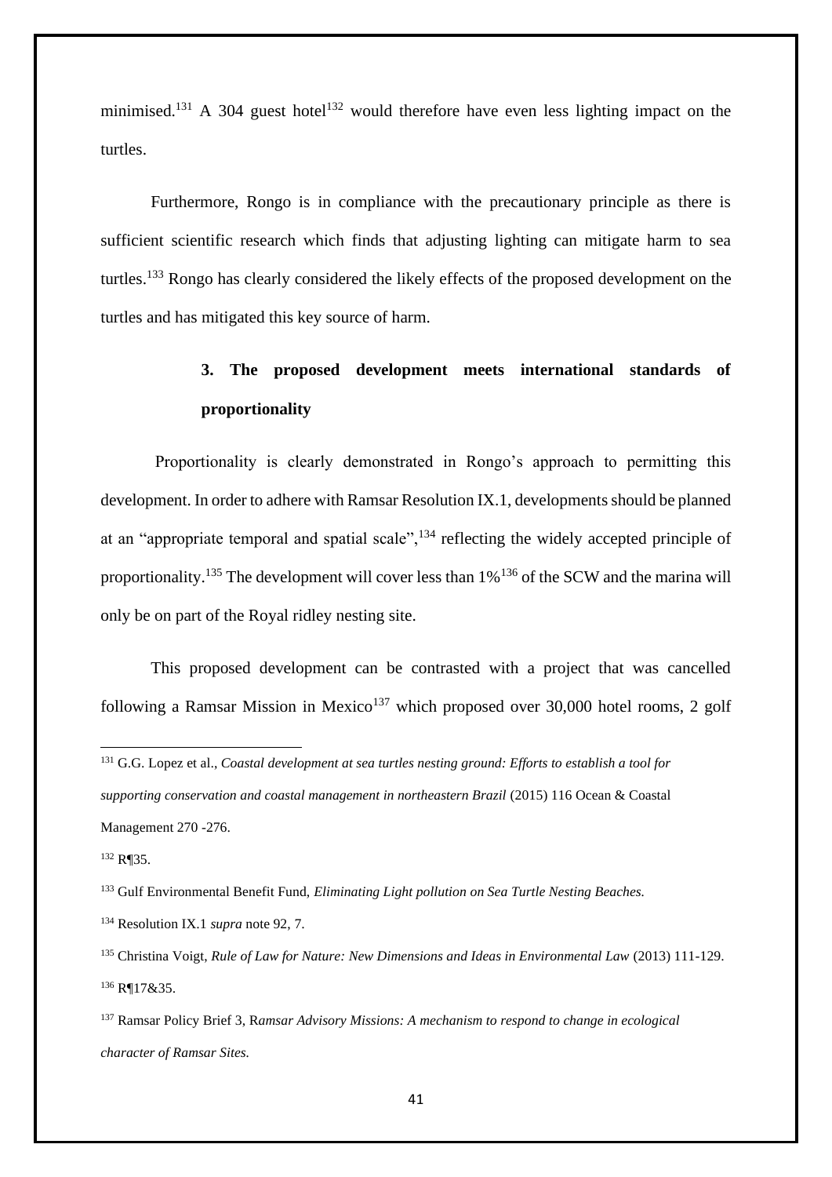minimised.[131] A 304 guest hotel[132] would therefore have even less lighting impact on the turtles.

Furthermore, Rongo is in compliance with the precautionary principle as there is sufficient scientific research which finds that adjusting lighting can mitigate harm to sea turtles.[133] Rongo has clearly considered the likely effects of the proposed development on the turtles and has mitigated this key source of harm.

### 3. The proposed development meets international standards of proportionality

Proportionality is clearly demonstrated in Rongo's approach to permitting this development. In order to adhere with Ramsar Resolution IX.1, developments should be planned at an "appropriate temporal and spatial scale",[134] reflecting the widely accepted principle of proportionality.[135] The development will cover less than 1%[136] of the SCW and the marina will only be on part of the Royal ridley nesting site.

This proposed development can be contrasted with a project that was cancelled following a Ramsar Mission in Mexico[137] which proposed over 30,000 hotel rooms, 2 golf

---

[131] G.G. Lopez et al., *Coastal development at sea turtles nesting ground: Efforts to establish a tool for supporting conservation and coastal management in northeastern Brazil* (2015) 116 Ocean & Coastal Management 270 -276.

[132] R¶35.

[133] Gulf Environmental Benefit Fund, *Eliminating Light pollution on Sea Turtle Nesting Beaches.*

[134] Resolution IX.1 *supra* note 92, 7.

[135] Christina Voigt, *Rule of Law for Nature: New Dimensions and Ideas in Environmental Law* (2013) 111-129.

[136] R¶17&35.

[137] Ramsar Policy Brief 3, R*amsar Advisory Missions: A mechanism to respond to change in ecological character of Ramsar Sites.*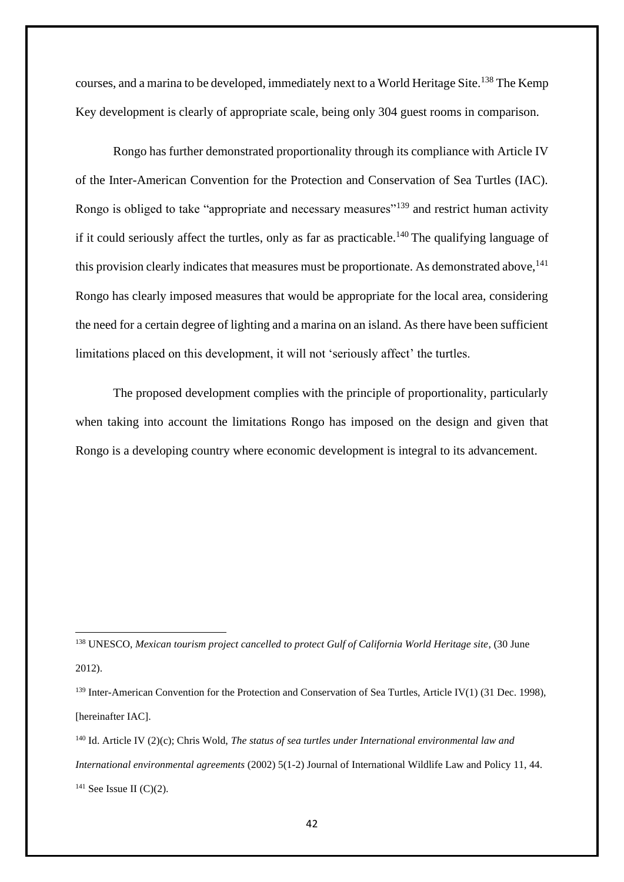courses, and a marina to be developed, immediately next to a World Heritage Site.[138] The Kemp Key development is clearly of appropriate scale, being only 304 guest rooms in comparison.

Rongo has further demonstrated proportionality through its compliance with Article IV of the Inter-American Convention for the Protection and Conservation of Sea Turtles (IAC). Rongo is obliged to take "appropriate and necessary measures"[139] and restrict human activity if it could seriously affect the turtles, only as far as practicable.[140] The qualifying language of this provision clearly indicates that measures must be proportionate. As demonstrated above,[141] Rongo has clearly imposed measures that would be appropriate for the local area, considering the need for a certain degree of lighting and a marina on an island. As there have been sufficient limitations placed on this development, it will not 'seriously affect' the turtles.

The proposed development complies with the principle of proportionality, particularly when taking into account the limitations Rongo has imposed on the design and given that Rongo is a developing country where economic development is integral to its advancement.

---

[138] UNESCO, *Mexican tourism project cancelled to protect Gulf of California World Heritage site*, (30 June 2012).

[139] Inter-American Convention for the Protection and Conservation of Sea Turtles, Article IV(1) (31 Dec. 1998), [hereinafter IAC].

[140] Id. Article IV (2)(c); Chris Wold, *The status of sea turtles under International environmental law and International environmental agreements* (2002) 5(1-2) Journal of International Wildlife Law and Policy 11, 44.

[141] See Issue II (C)(2).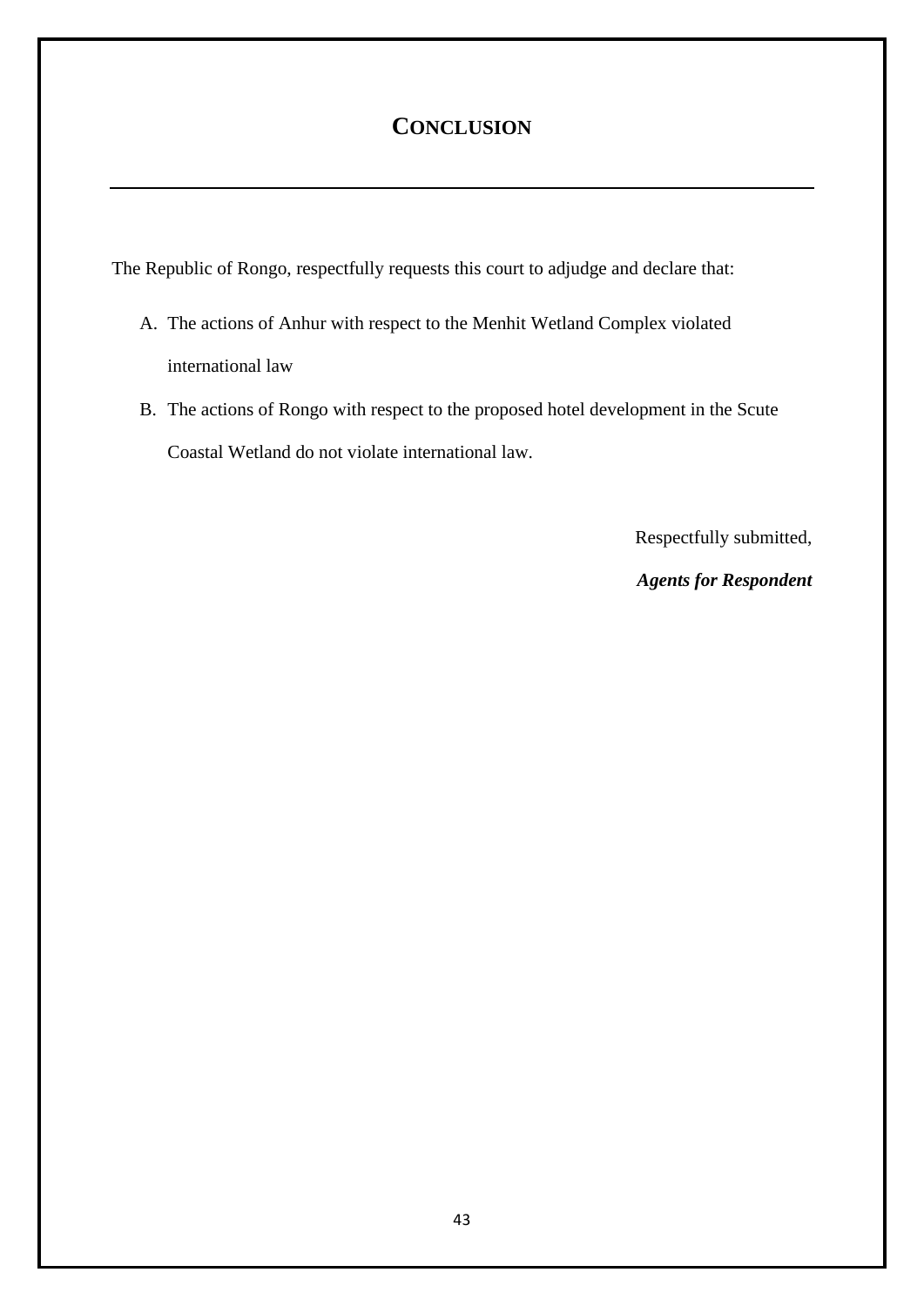# CONCLUSION

The Republic of Rongo, respectfully requests this court to adjudge and declare that:

A. The actions of Anhur with respect to the Menhit Wetland Complex violated international law

B. The actions of Rongo with respect to the proposed hotel development in the Scute Coastal Wetland do not violate international law.

Respectfully submitted,

***Agents for Respondent***